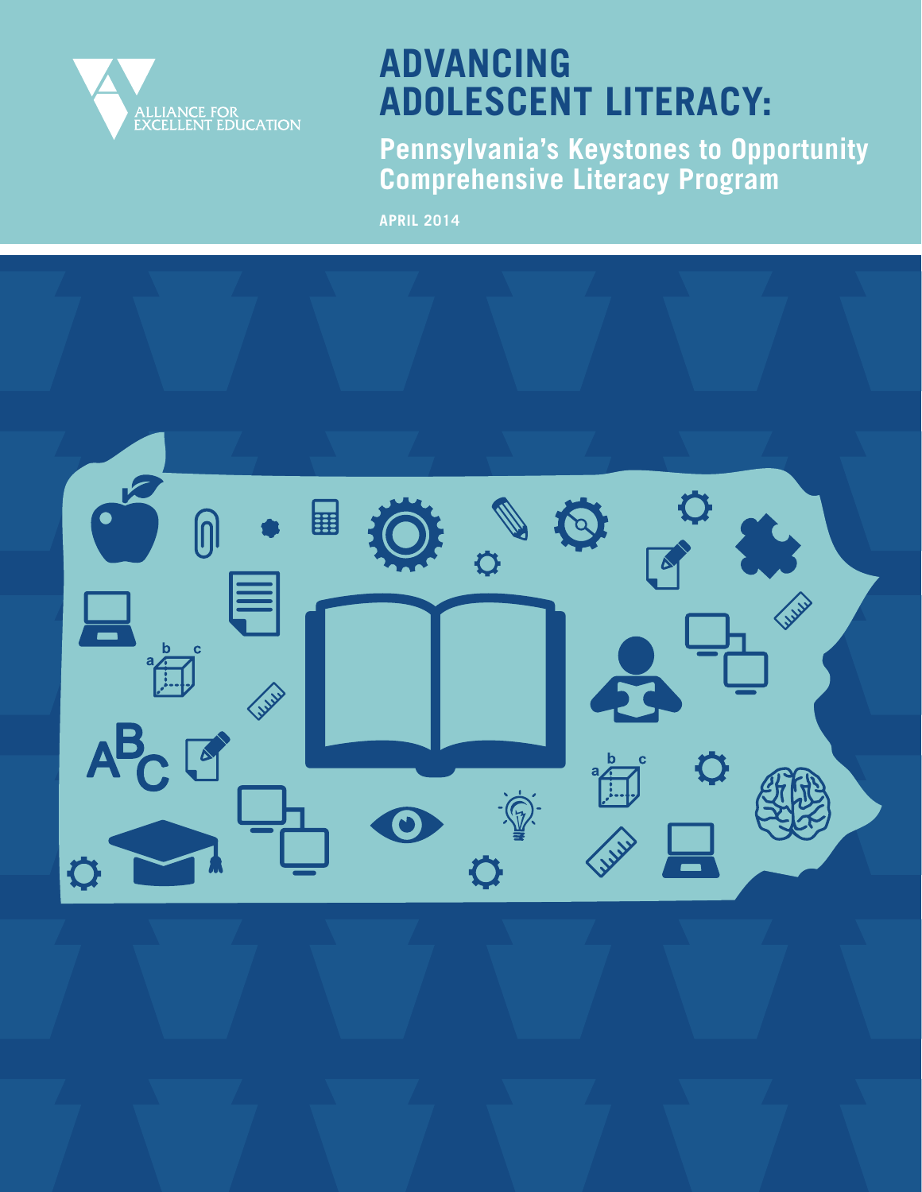ALLIANCE FOR EXCELLENT EDUCATION

# ADVANCING ADOLESCENT LITERACY:

## Pennsylvania's Keystones to Opportunity Comprehensive Literacy Program

APRIL 2014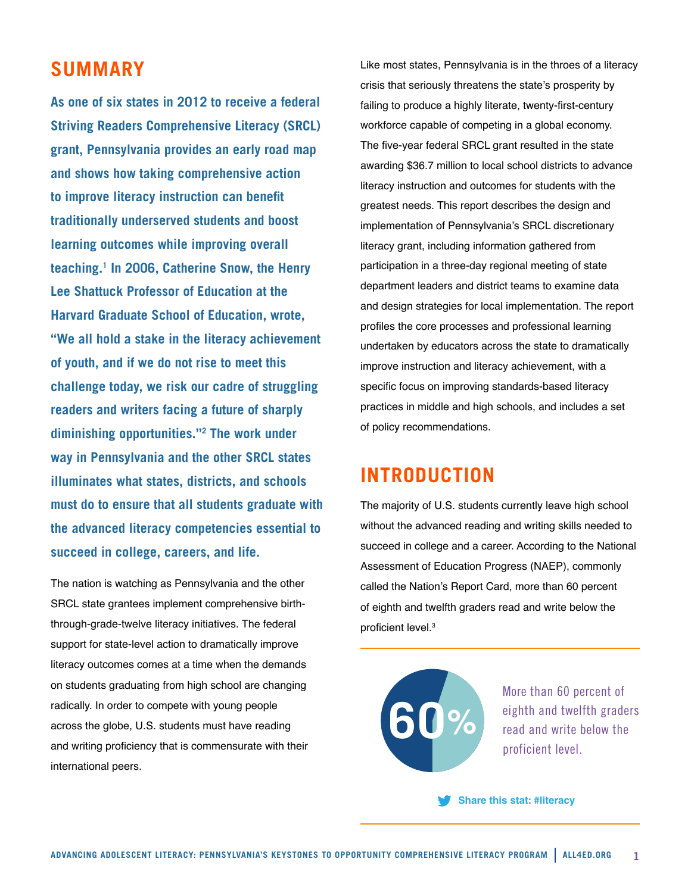## SUMMARY

**As one of six states in 2012 to receive a federal Striving Readers Comprehensive Literacy (SRCL) grant, Pennsylvania provides an early road map and shows how taking comprehensive action to improve literacy instruction can benefit traditionally underserved students and boost learning outcomes while improving overall teaching.[1] In 2006, Catherine Snow, the Henry Lee Shattuck Professor of Education at the Harvard Graduate School of Education, wrote, "We all hold a stake in the literacy achievement of youth, and if we do not rise to meet this challenge today, we risk our cadre of struggling readers and writers facing a future of sharply diminishing opportunities."[2] The work under way in Pennsylvania and the other SRCL states illuminates what states, districts, and schools must do to ensure that all students graduate with the advanced literacy competencies essential to succeed in college, careers, and life.**

The nation is watching as Pennsylvania and the other SRCL state grantees implement comprehensive birth-through-grade-twelve literacy initiatives. The federal support for state-level action to dramatically improve literacy outcomes comes at a time when the demands on students graduating from high school are changing radically. In order to compete with young people across the globe, U.S. students must have reading and writing proficiency that is commensurate with their international peers.

Like most states, Pennsylvania is in the throes of a literacy crisis that seriously threatens the state's prosperity by failing to produce a highly literate, twenty-first-century workforce capable of competing in a global economy. The five-year federal SRCL grant resulted in the state awarding $36.7 million to local school districts to advance literacy instruction and outcomes for students with the greatest needs. This report describes the design and implementation of Pennsylvania's SRCL discretionary literacy grant, including information gathered from participation in a three-day regional meeting of state department leaders and district teams to examine data and design strategies for local implementation. The report profiles the core processes and professional learning undertaken by educators across the state to dramatically improve instruction and literacy achievement, with a specific focus on improving standards-based literacy practices in middle and high schools, and includes a set of policy recommendations.

## INTRODUCTION

The majority of U.S. students currently leave high school without the advanced reading and writing skills needed to succeed in college and a career. According to the National Assessment of Education Progress (NAEP), commonly called the Nation's Report Card, more than 60 percent of eighth and twelfth graders read and write below the proficient level.[3]

60%

More than 60 percent of eighth and twelfth graders read and write below the proficient level.

Share this stat: #literacy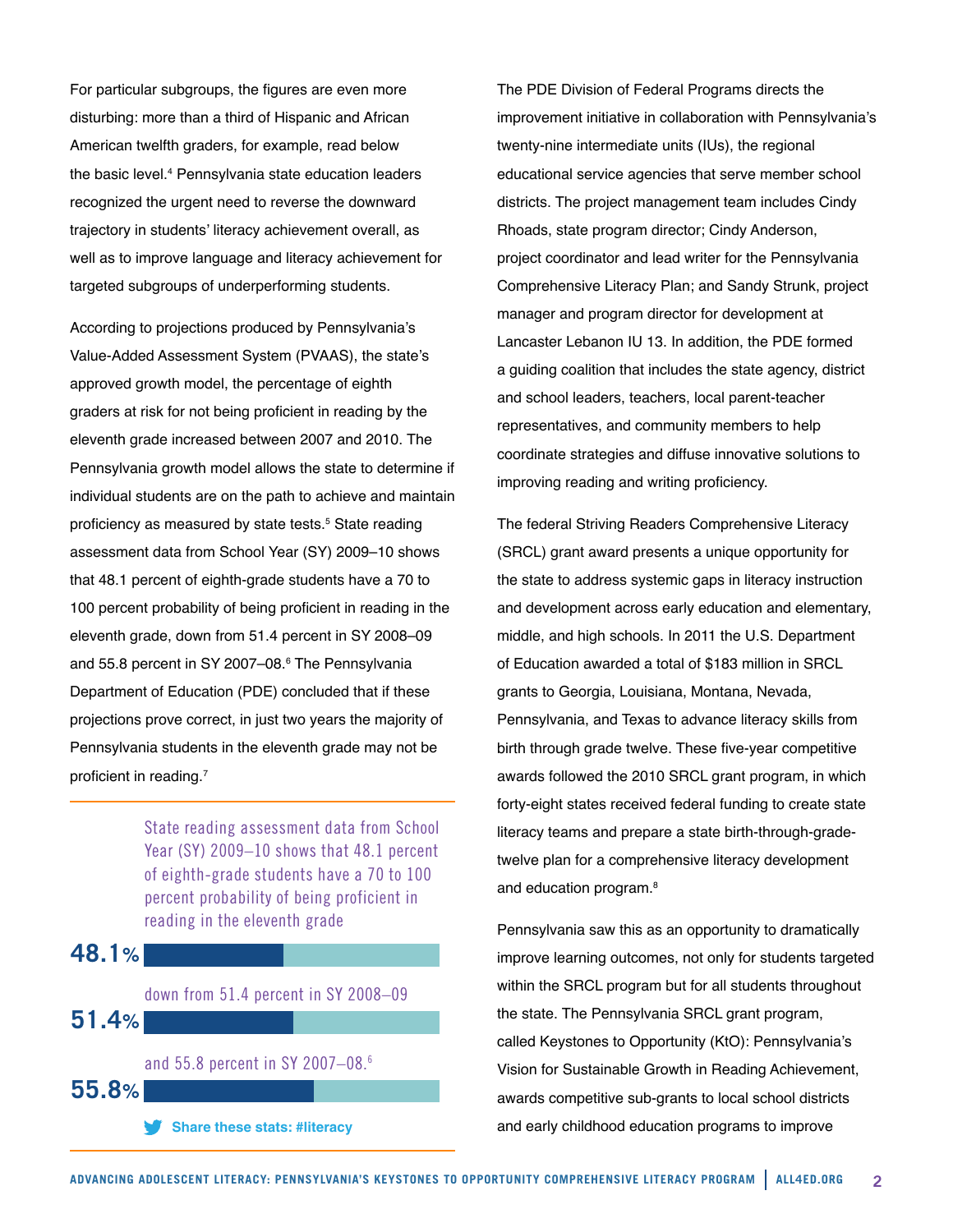For particular subgroups, the figures are even more disturbing: more than a third of Hispanic and African American twelfth graders, for example, read below the basic level.[4] Pennsylvania state education leaders recognized the urgent need to reverse the downward trajectory in students' literacy achievement overall, as well as to improve language and literacy achievement for targeted subgroups of underperforming students.

According to projections produced by Pennsylvania's Value-Added Assessment System (PVAAS), the state's approved growth model, the percentage of eighth graders at risk for not being proficient in reading by the eleventh grade increased between 2007 and 2010. The Pennsylvania growth model allows the state to determine if individual students are on the path to achieve and maintain proficiency as measured by state tests.[5] State reading assessment data from School Year (SY) 2009–10 shows that 48.1 percent of eighth-grade students have a 70 to 100 percent probability of being proficient in reading in the eleventh grade, down from 51.4 percent in SY 2008–09 and 55.8 percent in SY 2007–08.[6] The Pennsylvania Department of Education (PDE) concluded that if these projections prove correct, in just two years the majority of Pennsylvania students in the eleventh grade may not be proficient in reading.[7]

> State reading assessment data from School Year (SY) 2009–10 shows that 48.1 percent of eighth-grade students have a 70 to 100 percent probability of being proficient in reading in the eleventh grade
>
> **48.1%**
>
> down from 51.4 percent in SY 2008–09
>
> **51.4%**
>
> and 55.8 percent in SY 2007–08.[6]
>
> **55.8%**
>
> **Share these stats: #literacy**

The PDE Division of Federal Programs directs the improvement initiative in collaboration with Pennsylvania's twenty-nine intermediate units (IUs), the regional educational service agencies that serve member school districts. The project management team includes Cindy Rhoads, state program director; Cindy Anderson, project coordinator and lead writer for the Pennsylvania Comprehensive Literacy Plan; and Sandy Strunk, project manager and program director for development at Lancaster Lebanon IU 13. In addition, the PDE formed a guiding coalition that includes the state agency, district and school leaders, teachers, local parent-teacher representatives, and community members to help coordinate strategies and diffuse innovative solutions to improving reading and writing proficiency.

The federal Striving Readers Comprehensive Literacy (SRCL) grant award presents a unique opportunity for the state to address systemic gaps in literacy instruction and development across early education and elementary, middle, and high schools. In 2011 the U.S. Department of Education awarded a total of $183 million in SRCL grants to Georgia, Louisiana, Montana, Nevada, Pennsylvania, and Texas to advance literacy skills from birth through grade twelve. These five-year competitive awards followed the 2010 SRCL grant program, in which forty-eight states received federal funding to create state literacy teams and prepare a state birth-through-grade-twelve plan for a comprehensive literacy development and education program.[8]

Pennsylvania saw this as an opportunity to dramatically improve learning outcomes, not only for students targeted within the SRCL program but for all students throughout the state. The Pennsylvania SRCL grant program, called Keystones to Opportunity (KtO): Pennsylvania's Vision for Sustainable Growth in Reading Achievement, awards competitive sub-grants to local school districts and early childhood education programs to improve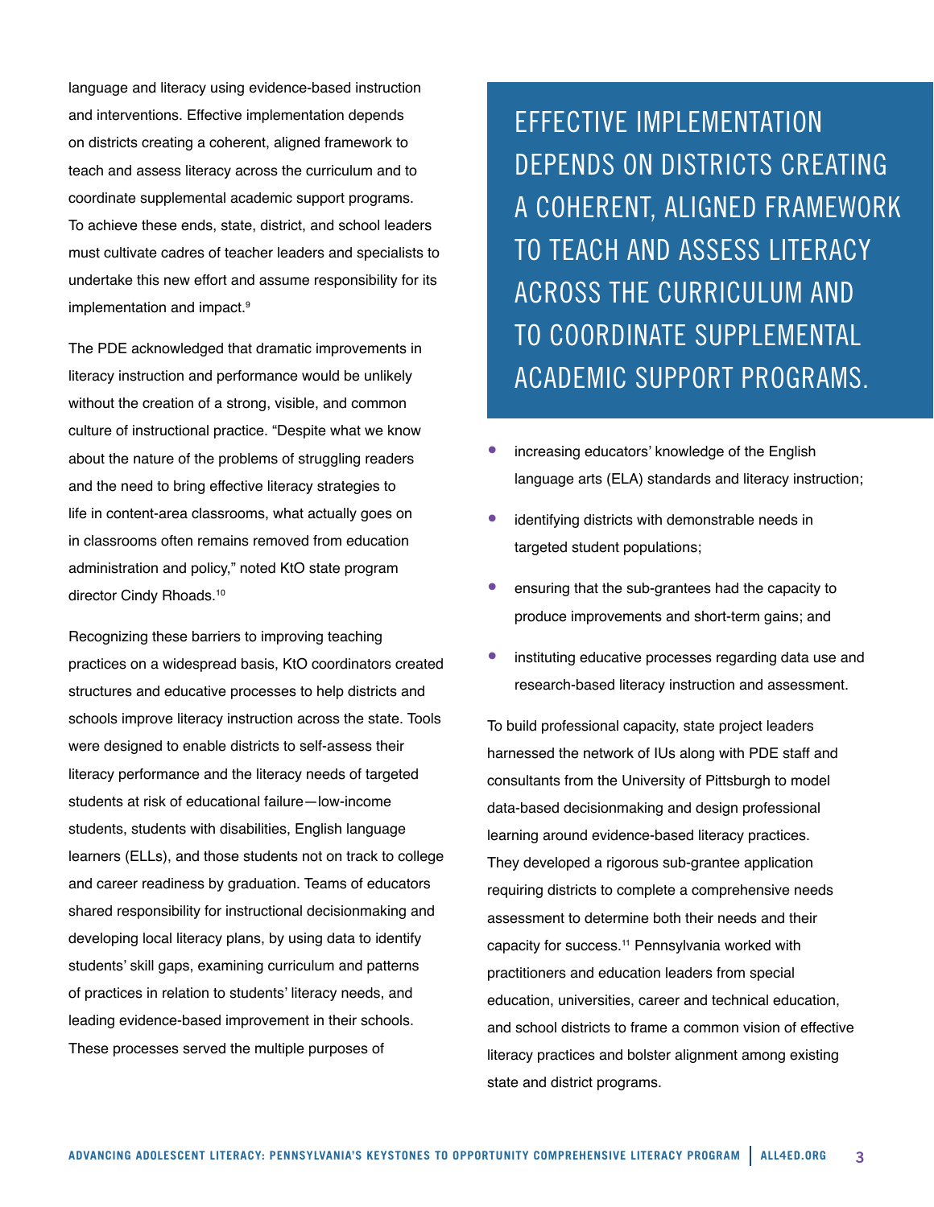language and literacy using evidence-based instruction and interventions. Effective implementation depends on districts creating a coherent, aligned framework to teach and assess literacy across the curriculum and to coordinate supplemental academic support programs. To achieve these ends, state, district, and school leaders must cultivate cadres of teacher leaders and specialists to undertake this new effort and assume responsibility for its implementation and impact.[9]

The PDE acknowledged that dramatic improvements in literacy instruction and performance would be unlikely without the creation of a strong, visible, and common culture of instructional practice. "Despite what we know about the nature of the problems of struggling readers and the need to bring effective literacy strategies to life in content-area classrooms, what actually goes on in classrooms often remains removed from education administration and policy," noted KtO state program director Cindy Rhoads.[10]

Recognizing these barriers to improving teaching practices on a widespread basis, KtO coordinators created structures and educative processes to help districts and schools improve literacy instruction across the state. Tools were designed to enable districts to self-assess their literacy performance and the literacy needs of targeted students at risk of educational failure—low-income students, students with disabilities, English language learners (ELLs), and those students not on track to college and career readiness by graduation. Teams of educators shared responsibility for instructional decisionmaking and developing local literacy plans, by using data to identify students' skill gaps, examining curriculum and patterns of practices in relation to students' literacy needs, and leading evidence-based improvement in their schools. These processes served the multiple purposes of

> EFFECTIVE IMPLEMENTATION DEPENDS ON DISTRICTS CREATING A COHERENT, ALIGNED FRAMEWORK TO TEACH AND ASSESS LITERACY ACROSS THE CURRICULUM AND TO COORDINATE SUPPLEMENTAL ACADEMIC SUPPORT PROGRAMS.

- increasing educators' knowledge of the English language arts (ELA) standards and literacy instruction;
- identifying districts with demonstrable needs in targeted student populations;
- ensuring that the sub-grantees had the capacity to produce improvements and short-term gains; and
- instituting educative processes regarding data use and research-based literacy instruction and assessment.

To build professional capacity, state project leaders harnessed the network of IUs along with PDE staff and consultants from the University of Pittsburgh to model data-based decisionmaking and design professional learning around evidence-based literacy practices. They developed a rigorous sub-grantee application requiring districts to complete a comprehensive needs assessment to determine both their needs and their capacity for success.[11] Pennsylvania worked with practitioners and education leaders from special education, universities, career and technical education, and school districts to frame a common vision of effective literacy practices and bolster alignment among existing state and district programs.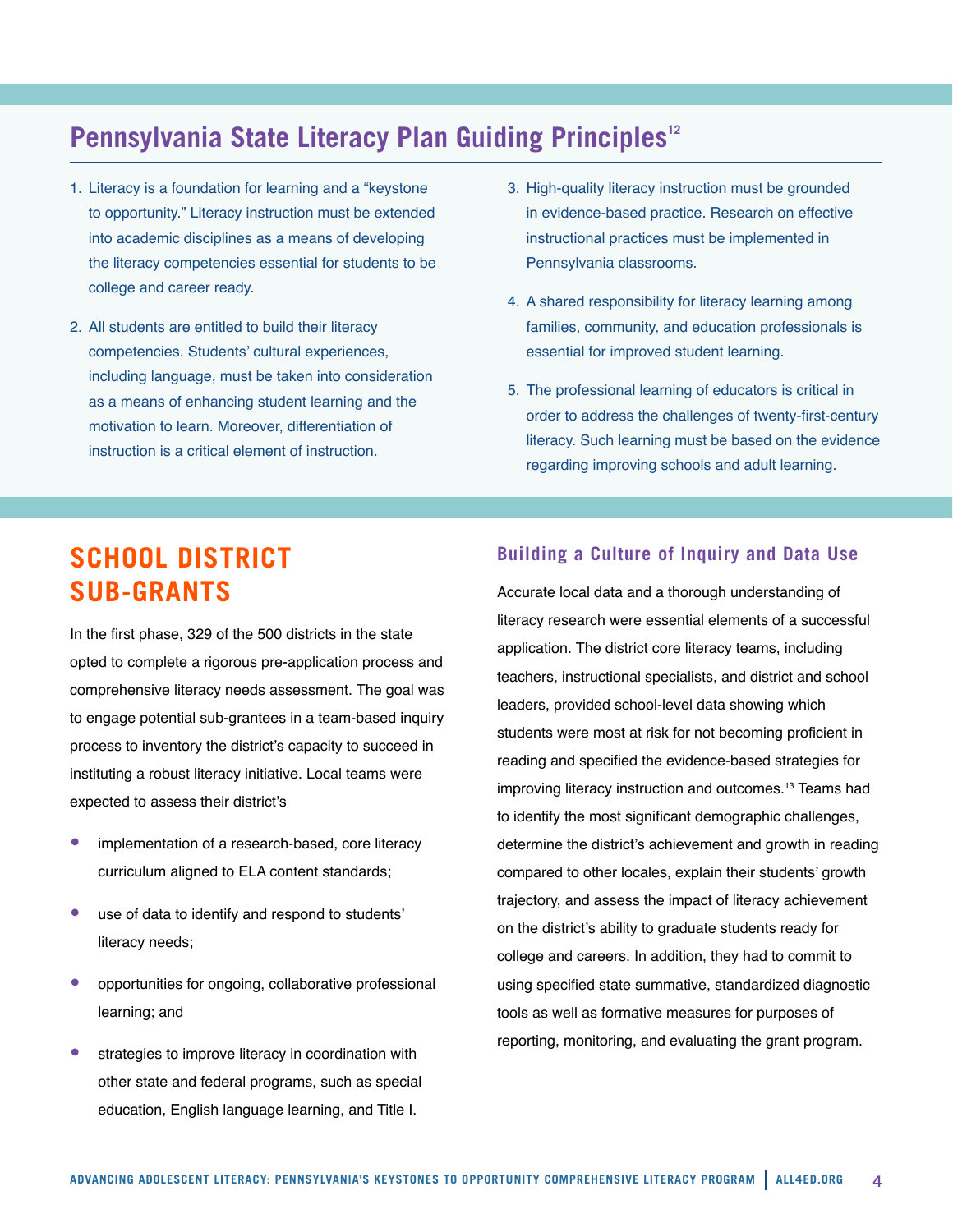## Pennsylvania State Literacy Plan Guiding Principles[12]

1. Literacy is a foundation for learning and a "keystone to opportunity." Literacy instruction must be extended into academic disciplines as a means of developing the literacy competencies essential for students to be college and career ready.
2. All students are entitled to build their literacy competencies. Students' cultural experiences, including language, must be taken into consideration as a means of enhancing student learning and the motivation to learn. Moreover, differentiation of instruction is a critical element of instruction.
3. High-quality literacy instruction must be grounded in evidence-based practice. Research on effective instructional practices must be implemented in Pennsylvania classrooms.
4. A shared responsibility for literacy learning among families, community, and education professionals is essential for improved student learning.
5. The professional learning of educators is critical in order to address the challenges of twenty-first-century literacy. Such learning must be based on the evidence regarding improving schools and adult learning.

# SCHOOL DISTRICT SUB-GRANTS

In the first phase, 329 of the 500 districts in the state opted to complete a rigorous pre-application process and comprehensive literacy needs assessment. The goal was to engage potential sub-grantees in a team-based inquiry process to inventory the district's capacity to succeed in instituting a robust literacy initiative. Local teams were expected to assess their district's

- implementation of a research-based, core literacy curriculum aligned to ELA content standards;
- use of data to identify and respond to students' literacy needs;
- opportunities for ongoing, collaborative professional learning; and
- strategies to improve literacy in coordination with other state and federal programs, such as special education, English language learning, and Title I.

### Building a Culture of Inquiry and Data Use

Accurate local data and a thorough understanding of literacy research were essential elements of a successful application. The district core literacy teams, including teachers, instructional specialists, and district and school leaders, provided school-level data showing which students were most at risk for not becoming proficient in reading and specified the evidence-based strategies for improving literacy instruction and outcomes.[13] Teams had to identify the most significant demographic challenges, determine the district's achievement and growth in reading compared to other locales, explain their students' growth trajectory, and assess the impact of literacy achievement on the district's ability to graduate students ready for college and careers. In addition, they had to commit to using specified state summative, standardized diagnostic tools as well as formative measures for purposes of reporting, monitoring, and evaluating the grant program.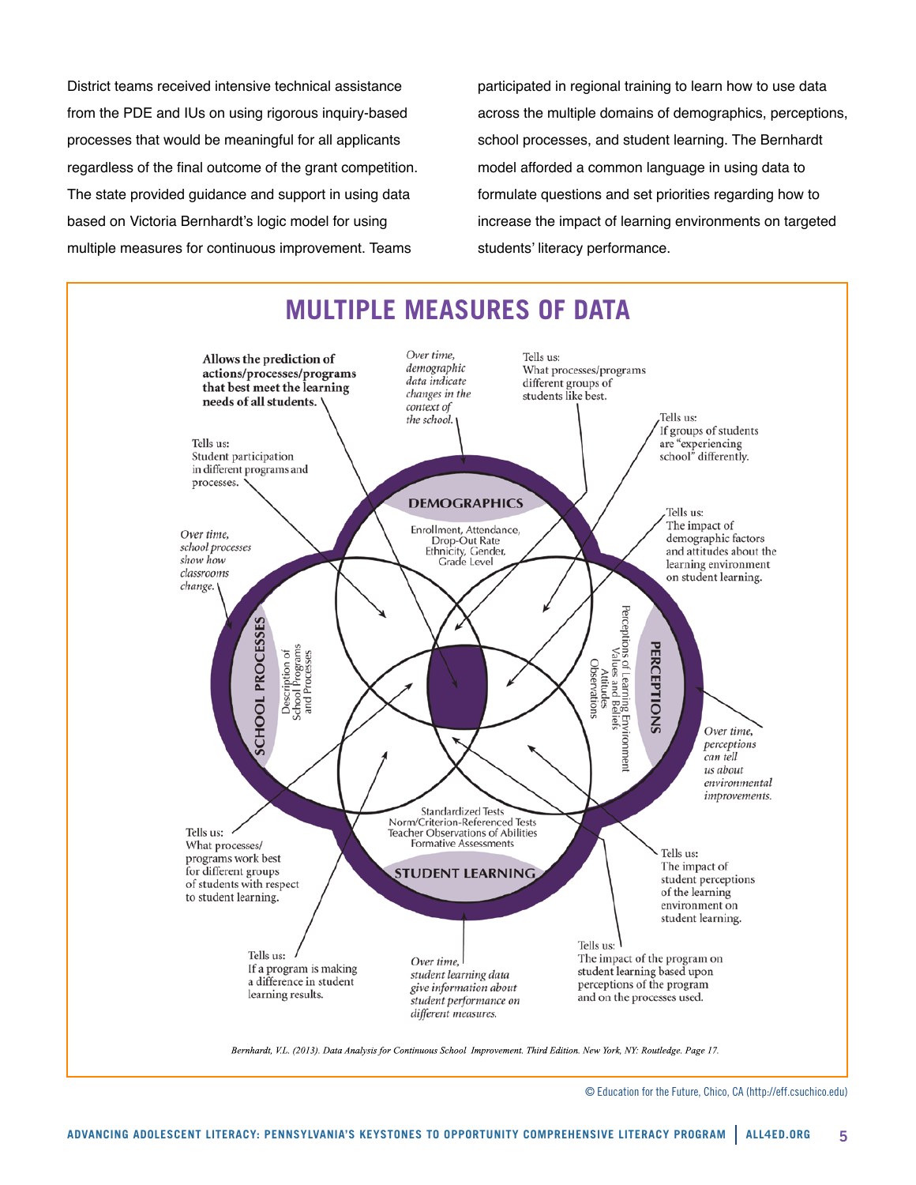District teams received intensive technical assistance from the PDE and IUs on using rigorous inquiry-based processes that would be meaningful for all applicants regardless of the final outcome of the grant competition. The state provided guidance and support in using data based on Victoria Bernhardt's logic model for using multiple measures for continuous improvement. Teams participated in regional training to learn how to use data across the multiple domains of demographics, perceptions, school processes, and student learning. The Bernhardt model afforded a common language in using data to formulate questions and set priorities regarding how to increase the impact of learning environments on targeted students' literacy performance.

## MULTIPLE MEASURES OF DATA

**Allows the prediction of actions/processes/programs that best meet the learning needs of all students.**

*Over time, demographic data indicate changes in the context of the school.*

Tells us: What processes/programs different groups of students like best.

Tells us: If groups of students are "experiencing school" differently.

Tells us: Student participation in different programs and processes.

**DEMOGRAPHICS**
Enrollment, Attendance, Drop-Out Rate, Ethnicity, Gender, Grade Level

Tells us: The impact of demographic factors and attitudes about the learning environment on student learning.

*Over time, school processes show how classrooms change.*

**SCHOOL PROCESSES**
Description of School Programs and Processes

**PERCEPTIONS**
Perceptions of Learning Environment, Values and Beliefs, Attitudes, Observations

*Over time, perceptions can tell us about environmental improvements.*

**STUDENT LEARNING**
Standardized Tests, Norm/Criterion-Referenced Tests, Teacher Observations of Abilities, Formative Assessments

Tells us: What processes/programs work best for different groups of students with respect to student learning.

Tells us: The impact of student perceptions of the learning environment on student learning.

Tells us: If a program is making a difference in student learning results.

*Over time, student learning data give information about student performance on different measures.*

Tells us: The impact of the program on student learning based upon perceptions of the program and on the processes used.

*Bernhardt, V.L. (2013). Data Analysis for Continuous School Improvement. Third Edition. New York, NY: Routledge. Page 17.*

© Education for the Future, Chico, CA (http://eff.csuchico.edu)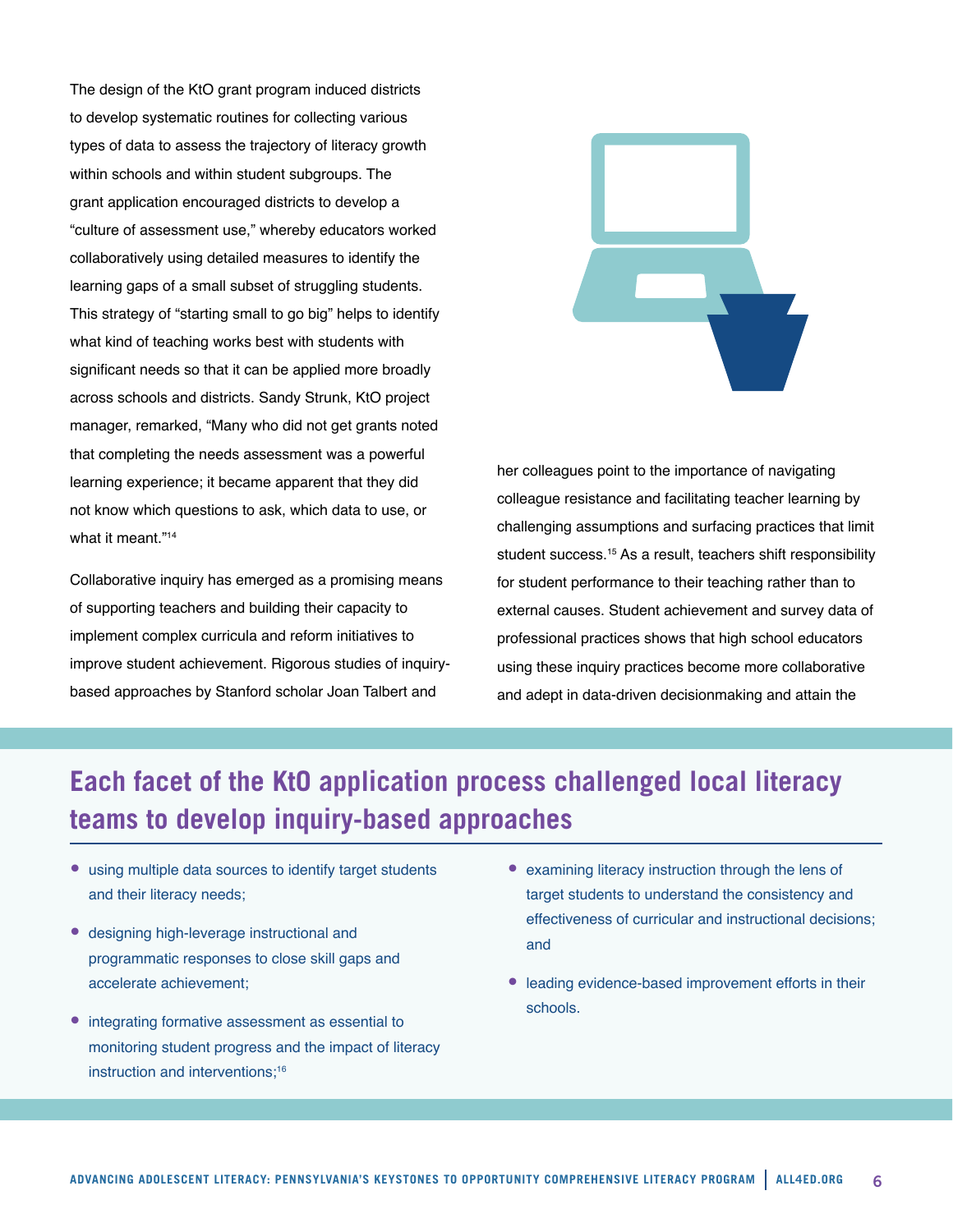The design of the KtO grant program induced districts to develop systematic routines for collecting various types of data to assess the trajectory of literacy growth within schools and within student subgroups. The grant application encouraged districts to develop a "culture of assessment use," whereby educators worked collaboratively using detailed measures to identify the learning gaps of a small subset of struggling students. This strategy of "starting small to go big" helps to identify what kind of teaching works best with students with significant needs so that it can be applied more broadly across schools and districts. Sandy Strunk, KtO project manager, remarked, "Many who did not get grants noted that completing the needs assessment was a powerful learning experience; it became apparent that they did not know which questions to ask, which data to use, or what it meant."[14]

Collaborative inquiry has emerged as a promising means of supporting teachers and building their capacity to implement complex curricula and reform initiatives to improve student achievement. Rigorous studies of inquiry-based approaches by Stanford scholar Joan Talbert and her colleagues point to the importance of navigating colleague resistance and facilitating teacher learning by challenging assumptions and surfacing practices that limit student success.[15] As a result, teachers shift responsibility for student performance to their teaching rather than to external causes. Student achievement and survey data of professional practices shows that high school educators using these inquiry practices become more collaborative and adept in data-driven decisionmaking and attain the

## Each facet of the KtO application process challenged local literacy teams to develop inquiry-based approaches

- using multiple data sources to identify target students and their literacy needs;
- designing high-leverage instructional and programmatic responses to close skill gaps and accelerate achievement;
- integrating formative assessment as essential to monitoring student progress and the impact of literacy instruction and interventions;[16]
- examining literacy instruction through the lens of target students to understand the consistency and effectiveness of curricular and instructional decisions; and
- leading evidence-based improvement efforts in their schools.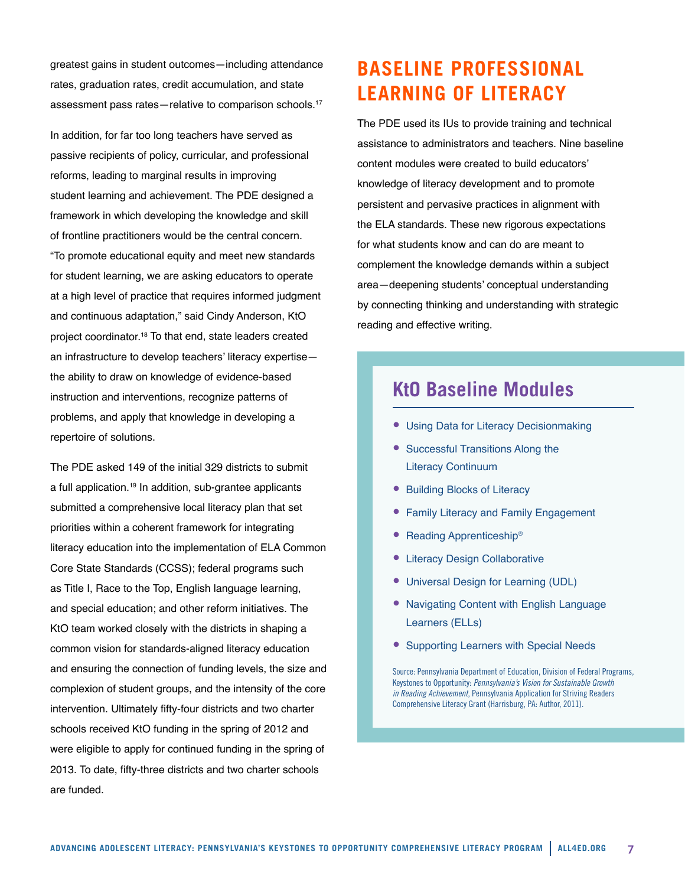greatest gains in student outcomes—including attendance rates, graduation rates, credit accumulation, and state assessment pass rates—relative to comparison schools.[17]

In addition, for far too long teachers have served as passive recipients of policy, curricular, and professional reforms, leading to marginal results in improving student learning and achievement. The PDE designed a framework in which developing the knowledge and skill of frontline practitioners would be the central concern. "To promote educational equity and meet new standards for student learning, we are asking educators to operate at a high level of practice that requires informed judgment and continuous adaptation," said Cindy Anderson, KtO project coordinator.[18] To that end, state leaders created an infrastructure to develop teachers' literacy expertise—the ability to draw on knowledge of evidence-based instruction and interventions, recognize patterns of problems, and apply that knowledge in developing a repertoire of solutions.

The PDE asked 149 of the initial 329 districts to submit a full application.[19] In addition, sub-grantee applicants submitted a comprehensive local literacy plan that set priorities within a coherent framework for integrating literacy education into the implementation of ELA Common Core State Standards (CCSS); federal programs such as Title I, Race to the Top, English language learning, and special education; and other reform initiatives. The KtO team worked closely with the districts in shaping a common vision for standards-aligned literacy education and ensuring the connection of funding levels, the size and complexion of student groups, and the intensity of the core intervention. Ultimately fifty-four districts and two charter schools received KtO funding in the spring of 2012 and were eligible to apply for continued funding in the spring of 2013. To date, fifty-three districts and two charter schools are funded.

## BASELINE PROFESSIONAL LEARNING OF LITERACY

The PDE used its IUs to provide training and technical assistance to administrators and teachers. Nine baseline content modules were created to build educators' knowledge of literacy development and to promote persistent and pervasive practices in alignment with the ELA standards. These new rigorous expectations for what students know and can do are meant to complement the knowledge demands within a subject area—deepening students' conceptual understanding by connecting thinking and understanding with strategic reading and effective writing.

### KtO Baseline Modules

- Using Data for Literacy Decisionmaking
- Successful Transitions Along the Literacy Continuum
- Building Blocks of Literacy
- Family Literacy and Family Engagement
- Reading Apprenticeship®
- Literacy Design Collaborative
- Universal Design for Learning (UDL)
- Navigating Content with English Language Learners (ELLs)
- Supporting Learners with Special Needs

Source: Pennsylvania Department of Education, Division of Federal Programs, Keystones to Opportunity: *Pennsylvania's Vision for Sustainable Growth in Reading Achievement*, Pennsylvania Application for Striving Readers Comprehensive Literacy Grant (Harrisburg, PA: Author, 2011).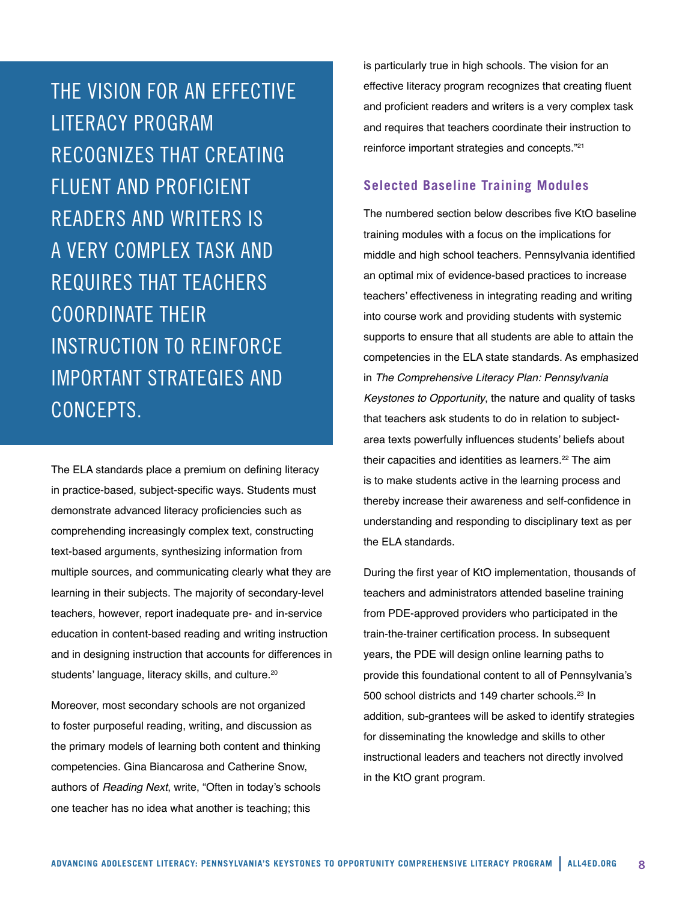THE VISION FOR AN EFFECTIVE LITERACY PROGRAM RECOGNIZES THAT CREATING FLUENT AND PROFICIENT READERS AND WRITERS IS A VERY COMPLEX TASK AND REQUIRES THAT TEACHERS COORDINATE THEIR INSTRUCTION TO REINFORCE IMPORTANT STRATEGIES AND CONCEPTS.

The ELA standards place a premium on defining literacy in practice-based, subject-specific ways. Students must demonstrate advanced literacy proficiencies such as comprehending increasingly complex text, constructing text-based arguments, synthesizing information from multiple sources, and communicating clearly what they are learning in their subjects. The majority of secondary-level teachers, however, report inadequate pre- and in-service education in content-based reading and writing instruction and in designing instruction that accounts for differences in students' language, literacy skills, and culture.[20]

Moreover, most secondary schools are not organized to foster purposeful reading, writing, and discussion as the primary models of learning both content and thinking competencies. Gina Biancarosa and Catherine Snow, authors of *Reading Next*, write, "Often in today's schools one teacher has no idea what another is teaching; this is particularly true in high schools. The vision for an effective literacy program recognizes that creating fluent and proficient readers and writers is a very complex task and requires that teachers coordinate their instruction to reinforce important strategies and concepts."[21]

### Selected Baseline Training Modules

The numbered section below describes five KtO baseline training modules with a focus on the implications for middle and high school teachers. Pennsylvania identified an optimal mix of evidence-based practices to increase teachers' effectiveness in integrating reading and writing into course work and providing students with systemic supports to ensure that all students are able to attain the competencies in the ELA state standards. As emphasized in *The Comprehensive Literacy Plan: Pennsylvania Keystones to Opportunity*, the nature and quality of tasks that teachers ask students to do in relation to subject-area texts powerfully influences students' beliefs about their capacities and identities as learners.[22] The aim is to make students active in the learning process and thereby increase their awareness and self-confidence in understanding and responding to disciplinary text as per the ELA standards.

During the first year of KtO implementation, thousands of teachers and administrators attended baseline training from PDE-approved providers who participated in the train-the-trainer certification process. In subsequent years, the PDE will design online learning paths to provide this foundational content to all of Pennsylvania's 500 school districts and 149 charter schools.[23] In addition, sub-grantees will be asked to identify strategies for disseminating the knowledge and skills to other instructional leaders and teachers not directly involved in the KtO grant program.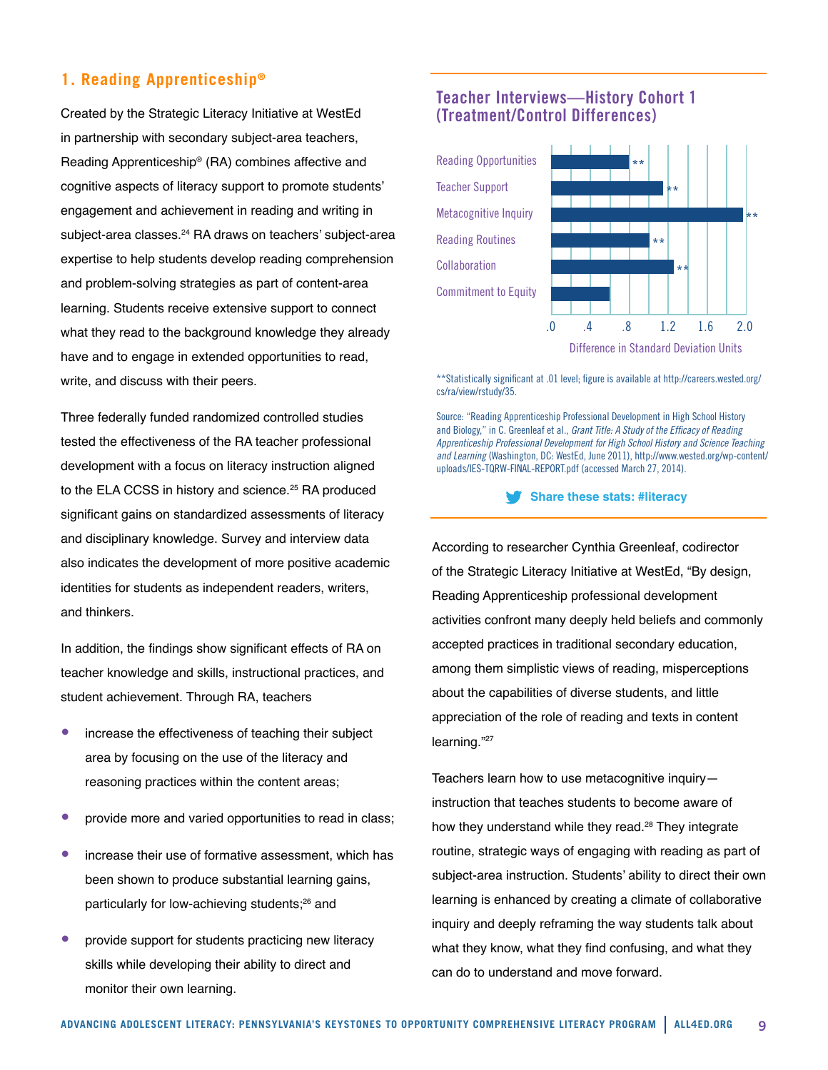## 1. Reading Apprenticeship®

Created by the Strategic Literacy Initiative at WestEd in partnership with secondary subject-area teachers, Reading Apprenticeship® (RA) combines affective and cognitive aspects of literacy support to promote students' engagement and achievement in reading and writing in subject-area classes.[24] RA draws on teachers' subject-area expertise to help students develop reading comprehension and problem-solving strategies as part of content-area learning. Students receive extensive support to connect what they read to the background knowledge they already have and to engage in extended opportunities to read, write, and discuss with their peers.

Three federally funded randomized controlled studies tested the effectiveness of the RA teacher professional development with a focus on literacy instruction aligned to the ELA CCSS in history and science.[25] RA produced significant gains on standardized assessments of literacy and disciplinary knowledge. Survey and interview data also indicates the development of more positive academic identities for students as independent readers, writers, and thinkers.

In addition, the findings show significant effects of RA on teacher knowledge and skills, instructional practices, and student achievement. Through RA, teachers

- increase the effectiveness of teaching their subject area by focusing on the use of the literacy and reasoning practices within the content areas;
- provide more and varied opportunities to read in class;
- increase their use of formative assessment, which has been shown to produce substantial learning gains, particularly for low-achieving students;[26] and
- provide support for students practicing new literacy skills while developing their ability to direct and monitor their own learning.

### Teacher Interviews—History Cohort 1 (Treatment/Control Differences)

| Measure | Difference in Standard Deviation Units (approx.) |
|---|---|
| Reading Opportunities | ~0.8 ** |
| Teacher Support | ~1.15 ** |
| Metacognitive Inquiry | ~1.98 ** |
| Reading Routines | ~1.0 ** |
| Collaboration | ~1.26 ** |
| Commitment to Equity | ~0.6 |

**Statistically significant at .01 level; figure is available at http://careers.wested.org/cs/ra/view/rstudy/35.

Source: "Reading Apprenticeship Professional Development in High School History and Biology," in C. Greenleaf et al., *Grant Title: A Study of the Efficacy of Reading Apprenticeship Professional Development for High School History and Science Teaching and Learning* (Washington, DC: WestEd, June 2011), http://www.wested.org/wp-content/uploads/IES-TQRW-FINAL-REPORT.pdf (accessed March 27, 2014).

Share these stats: #literacy

According to researcher Cynthia Greenleaf, codirector of the Strategic Literacy Initiative at WestEd, "By design, Reading Apprenticeship professional development activities confront many deeply held beliefs and commonly accepted practices in traditional secondary education, among them simplistic views of reading, misperceptions about the capabilities of diverse students, and little appreciation of the role of reading and texts in content learning."[27]

Teachers learn how to use metacognitive inquiry—instruction that teaches students to become aware of how they understand while they read.[28] They integrate routine, strategic ways of engaging with reading as part of subject-area instruction. Students' ability to direct their own learning is enhanced by creating a climate of collaborative inquiry and deeply reframing the way students talk about what they know, what they find confusing, and what they can do to understand and move forward.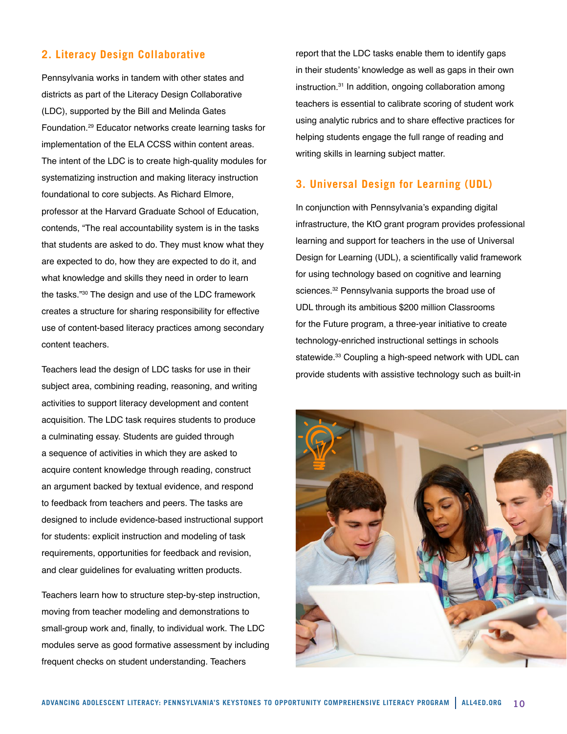## 2. Literacy Design Collaborative

Pennsylvania works in tandem with other states and districts as part of the Literacy Design Collaborative (LDC), supported by the Bill and Melinda Gates Foundation.[29] Educator networks create learning tasks for implementation of the ELA CCSS within content areas. The intent of the LDC is to create high-quality modules for systematizing instruction and making literacy instruction foundational to core subjects. As Richard Elmore, professor at the Harvard Graduate School of Education, contends, "The real accountability system is in the tasks that students are asked to do. They must know what they are expected to do, how they are expected to do it, and what knowledge and skills they need in order to learn the tasks."[30] The design and use of the LDC framework creates a structure for sharing responsibility for effective use of content-based literacy practices among secondary content teachers.

Teachers lead the design of LDC tasks for use in their subject area, combining reading, reasoning, and writing activities to support literacy development and content acquisition. The LDC task requires students to produce a culminating essay. Students are guided through a sequence of activities in which they are asked to acquire content knowledge through reading, construct an argument backed by textual evidence, and respond to feedback from teachers and peers. The tasks are designed to include evidence-based instructional support for students: explicit instruction and modeling of task requirements, opportunities for feedback and revision, and clear guidelines for evaluating written products.

Teachers learn how to structure step-by-step instruction, moving from teacher modeling and demonstrations to small-group work and, finally, to individual work. The LDC modules serve as good formative assessment by including frequent checks on student understanding. Teachers report that the LDC tasks enable them to identify gaps in their students' knowledge as well as gaps in their own instruction.[31] In addition, ongoing collaboration among teachers is essential to calibrate scoring of student work using analytic rubrics and to share effective practices for helping students engage the full range of reading and writing skills in learning subject matter.

## 3. Universal Design for Learning (UDL)

In conjunction with Pennsylvania's expanding digital infrastructure, the KtO grant program provides professional learning and support for teachers in the use of Universal Design for Learning (UDL), a scientifically valid framework for using technology based on cognitive and learning sciences.[32] Pennsylvania supports the broad use of UDL through its ambitious $200 million Classrooms for the Future program, a three-year initiative to create technology-enriched instructional settings in schools statewide.[33] Coupling a high-speed network with UDL can provide students with assistive technology such as built-in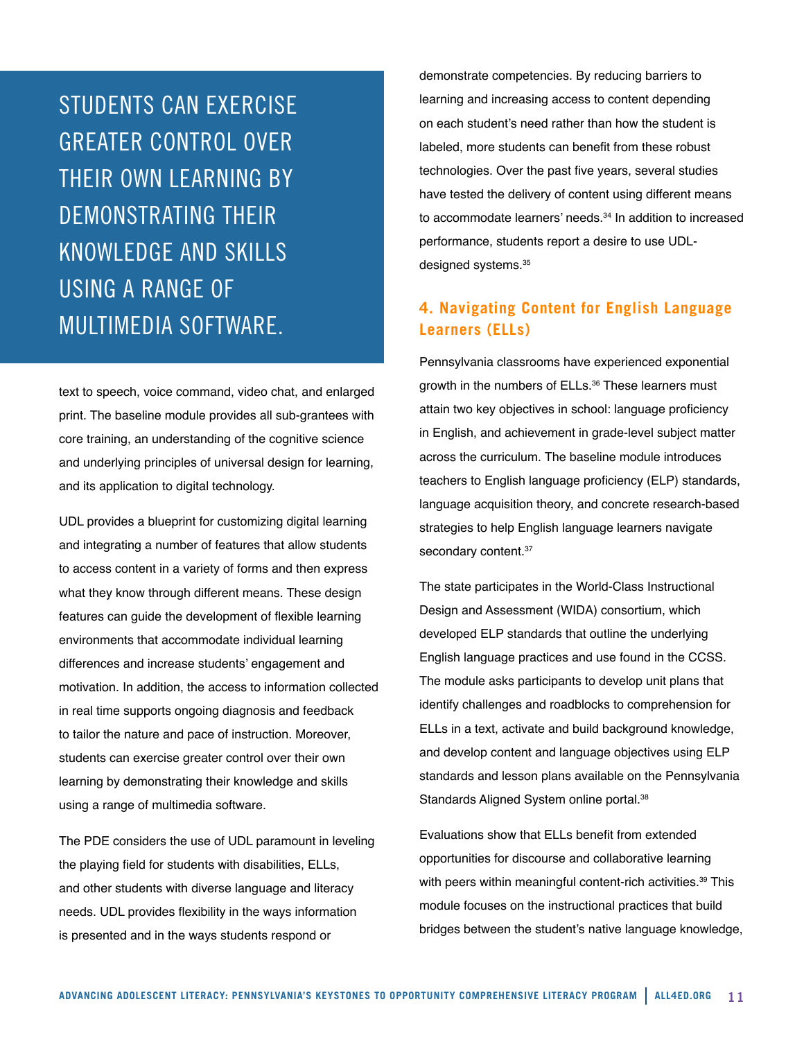STUDENTS CAN EXERCISE GREATER CONTROL OVER THEIR OWN LEARNING BY DEMONSTRATING THEIR KNOWLEDGE AND SKILLS USING A RANGE OF MULTIMEDIA SOFTWARE.

text to speech, voice command, video chat, and enlarged print. The baseline module provides all sub-grantees with core training, an understanding of the cognitive science and underlying principles of universal design for learning, and its application to digital technology.

UDL provides a blueprint for customizing digital learning and integrating a number of features that allow students to access content in a variety of forms and then express what they know through different means. These design features can guide the development of flexible learning environments that accommodate individual learning differences and increase students' engagement and motivation. In addition, the access to information collected in real time supports ongoing diagnosis and feedback to tailor the nature and pace of instruction. Moreover, students can exercise greater control over their own learning by demonstrating their knowledge and skills using a range of multimedia software.

The PDE considers the use of UDL paramount in leveling the playing field for students with disabilities, ELLs, and other students with diverse language and literacy needs. UDL provides flexibility in the ways information is presented and in the ways students respond or demonstrate competencies. By reducing barriers to learning and increasing access to content depending on each student's need rather than how the student is labeled, more students can benefit from these robust technologies. Over the past five years, several studies have tested the delivery of content using different means to accommodate learners' needs.[34] In addition to increased performance, students report a desire to use UDL-designed systems.[35]

### 4. Navigating Content for English Language Learners (ELLs)

Pennsylvania classrooms have experienced exponential growth in the numbers of ELLs.[36] These learners must attain two key objectives in school: language proficiency in English, and achievement in grade-level subject matter across the curriculum. The baseline module introduces teachers to English language proficiency (ELP) standards, language acquisition theory, and concrete research-based strategies to help English language learners navigate secondary content.[37]

The state participates in the World-Class Instructional Design and Assessment (WIDA) consortium, which developed ELP standards that outline the underlying English language practices and use found in the CCSS. The module asks participants to develop unit plans that identify challenges and roadblocks to comprehension for ELLs in a text, activate and build background knowledge, and develop content and language objectives using ELP standards and lesson plans available on the Pennsylvania Standards Aligned System online portal.[38]

Evaluations show that ELLs benefit from extended opportunities for discourse and collaborative learning with peers within meaningful content-rich activities.[39] This module focuses on the instructional practices that build bridges between the student's native language knowledge,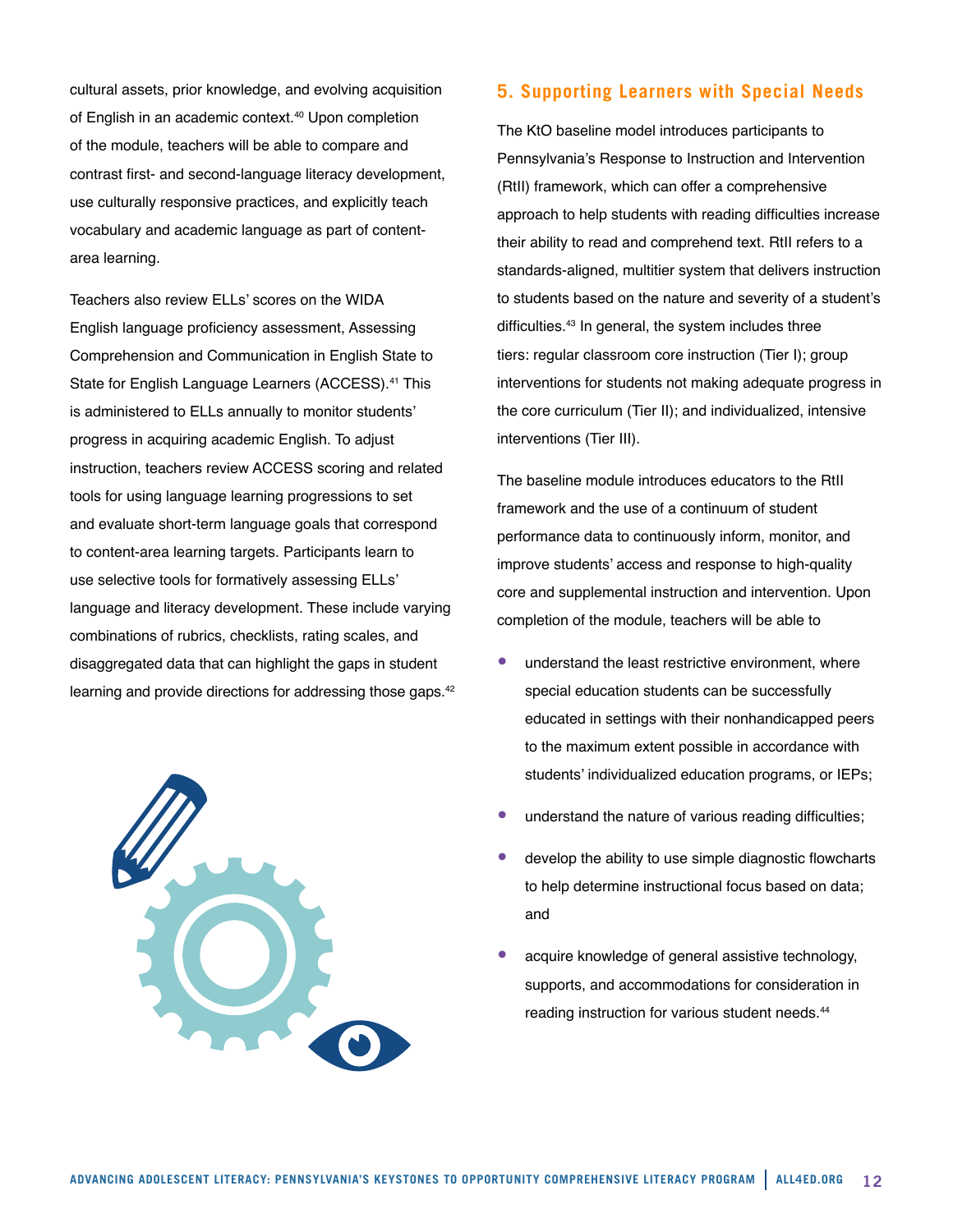cultural assets, prior knowledge, and evolving acquisition of English in an academic context.[40] Upon completion of the module, teachers will be able to compare and contrast first- and second-language literacy development, use culturally responsive practices, and explicitly teach vocabulary and academic language as part of content-area learning.

Teachers also review ELLs' scores on the WIDA English language proficiency assessment, Assessing Comprehension and Communication in English State to State for English Language Learners (ACCESS).[41] This is administered to ELLs annually to monitor students' progress in acquiring academic English. To adjust instruction, teachers review ACCESS scoring and related tools for using language learning progressions to set and evaluate short-term language goals that correspond to content-area learning targets. Participants learn to use selective tools for formatively assessing ELLs' language and literacy development. These include varying combinations of rubrics, checklists, rating scales, and disaggregated data that can highlight the gaps in student learning and provide directions for addressing those gaps.[42]

## 5. Supporting Learners with Special Needs

The KtO baseline model introduces participants to Pennsylvania's Response to Instruction and Intervention (RtII) framework, which can offer a comprehensive approach to help students with reading difficulties increase their ability to read and comprehend text. RtII refers to a standards-aligned, multitier system that delivers instruction to students based on the nature and severity of a student's difficulties.[43] In general, the system includes three tiers: regular classroom core instruction (Tier I); group interventions for students not making adequate progress in the core curriculum (Tier II); and individualized, intensive interventions (Tier III).

The baseline module introduces educators to the RtII framework and the use of a continuum of student performance data to continuously inform, monitor, and improve students' access and response to high-quality core and supplemental instruction and intervention. Upon completion of the module, teachers will be able to

- understand the least restrictive environment, where special education students can be successfully educated in settings with their nonhandicapped peers to the maximum extent possible in accordance with students' individualized education programs, or IEPs;
- understand the nature of various reading difficulties;
- develop the ability to use simple diagnostic flowcharts to help determine instructional focus based on data; and
- acquire knowledge of general assistive technology, supports, and accommodations for consideration in reading instruction for various student needs.[44]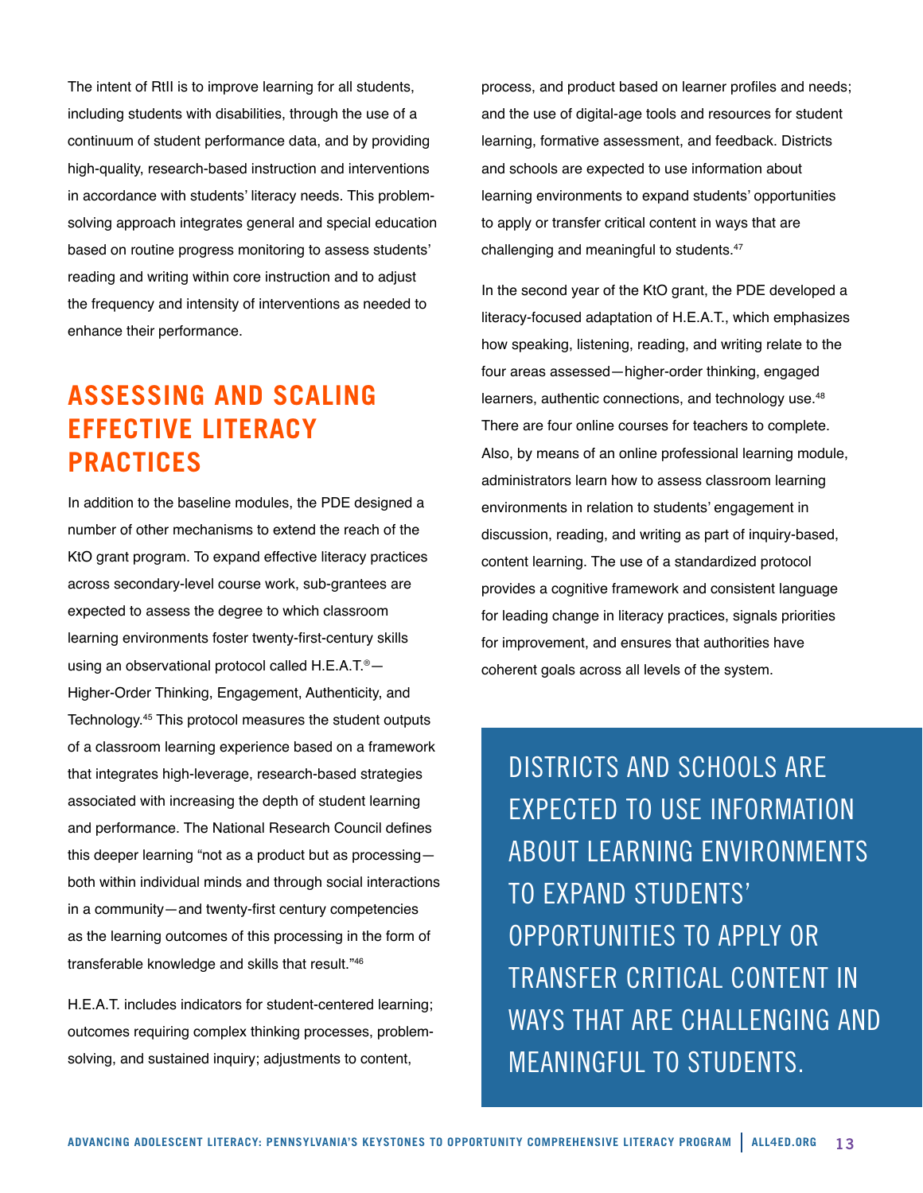The intent of RtII is to improve learning for all students, including students with disabilities, through the use of a continuum of student performance data, and by providing high-quality, research-based instruction and interventions in accordance with students' literacy needs. This problem-solving approach integrates general and special education based on routine progress monitoring to assess students' reading and writing within core instruction and to adjust the frequency and intensity of interventions as needed to enhance their performance.

## ASSESSING AND SCALING EFFECTIVE LITERACY PRACTICES

In addition to the baseline modules, the PDE designed a number of other mechanisms to extend the reach of the KtO grant program. To expand effective literacy practices across secondary-level course work, sub-grantees are expected to assess the degree to which classroom learning environments foster twenty-first-century skills using an observational protocol called H.E.A.T.®—Higher-Order Thinking, Engagement, Authenticity, and Technology.[45] This protocol measures the student outputs of a classroom learning experience based on a framework that integrates high-leverage, research-based strategies associated with increasing the depth of student learning and performance. The National Research Council defines this deeper learning "not as a product but as processing—both within individual minds and through social interactions in a community—and twenty-first century competencies as the learning outcomes of this processing in the form of transferable knowledge and skills that result."[46]

H.E.A.T. includes indicators for student-centered learning; outcomes requiring complex thinking processes, problem-solving, and sustained inquiry; adjustments to content, process, and product based on learner profiles and needs; and the use of digital-age tools and resources for student learning, formative assessment, and feedback. Districts and schools are expected to use information about learning environments to expand students' opportunities to apply or transfer critical content in ways that are challenging and meaningful to students.[47]

In the second year of the KtO grant, the PDE developed a literacy-focused adaptation of H.E.A.T., which emphasizes how speaking, listening, reading, and writing relate to the four areas assessed—higher-order thinking, engaged learners, authentic connections, and technology use.[48] There are four online courses for teachers to complete. Also, by means of an online professional learning module, administrators learn how to assess classroom learning environments in relation to students' engagement in discussion, reading, and writing as part of inquiry-based, content learning. The use of a standardized protocol provides a cognitive framework and consistent language for leading change in literacy practices, signals priorities for improvement, and ensures that authorities have coherent goals across all levels of the system.

> DISTRICTS AND SCHOOLS ARE EXPECTED TO USE INFORMATION ABOUT LEARNING ENVIRONMENTS TO EXPAND STUDENTS' OPPORTUNITIES TO APPLY OR TRANSFER CRITICAL CONTENT IN WAYS THAT ARE CHALLENGING AND MEANINGFUL TO STUDENTS.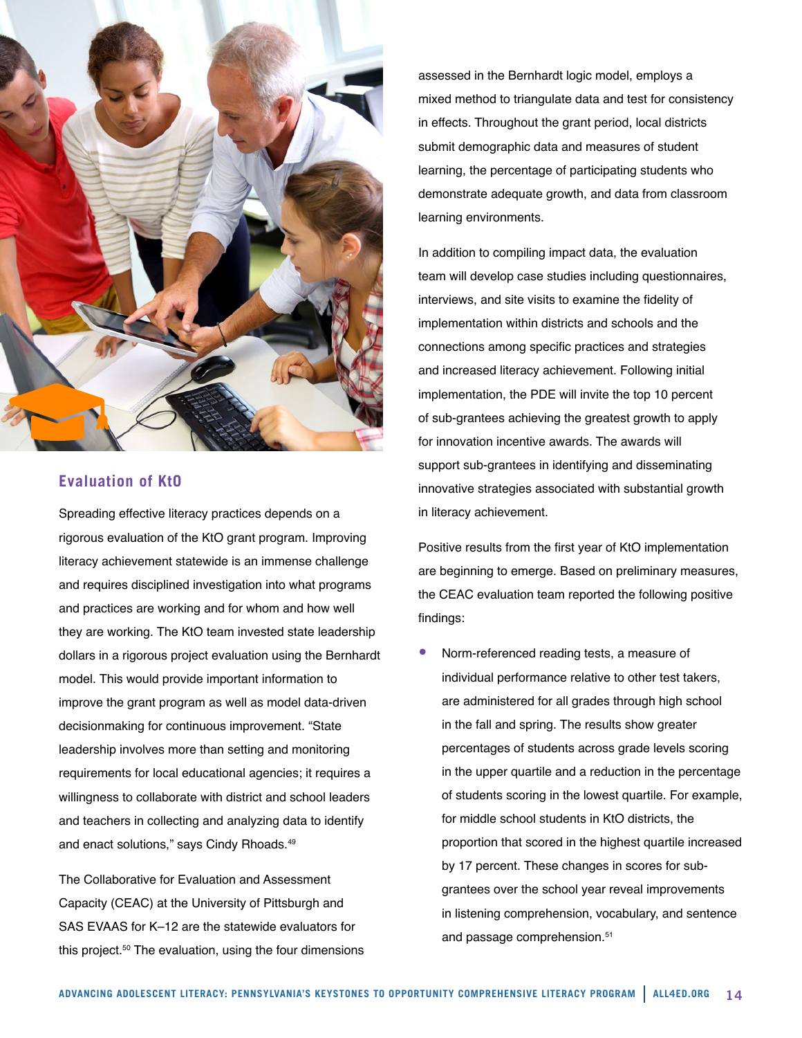## Evaluation of KtO

Spreading effective literacy practices depends on a rigorous evaluation of the KtO grant program. Improving literacy achievement statewide is an immense challenge and requires disciplined investigation into what programs and practices are working and for whom and how well they are working. The KtO team invested state leadership dollars in a rigorous project evaluation using the Bernhardt model. This would provide important information to improve the grant program as well as model data-driven decisionmaking for continuous improvement. "State leadership involves more than setting and monitoring requirements for local educational agencies; it requires a willingness to collaborate with district and school leaders and teachers in collecting and analyzing data to identify and enact solutions," says Cindy Rhoads.[49]

The Collaborative for Evaluation and Assessment Capacity (CEAC) at the University of Pittsburgh and SAS EVAAS for K–12 are the statewide evaluators for this project.[50] The evaluation, using the four dimensions assessed in the Bernhardt logic model, employs a mixed method to triangulate data and test for consistency in effects. Throughout the grant period, local districts submit demographic data and measures of student learning, the percentage of participating students who demonstrate adequate growth, and data from classroom learning environments.

In addition to compiling impact data, the evaluation team will develop case studies including questionnaires, interviews, and site visits to examine the fidelity of implementation within districts and schools and the connections among specific practices and strategies and increased literacy achievement. Following initial implementation, the PDE will invite the top 10 percent of sub-grantees achieving the greatest growth to apply for innovation incentive awards. The awards will support sub-grantees in identifying and disseminating innovative strategies associated with substantial growth in literacy achievement.

Positive results from the first year of KtO implementation are beginning to emerge. Based on preliminary measures, the CEAC evaluation team reported the following positive findings:

- Norm-referenced reading tests, a measure of individual performance relative to other test takers, are administered for all grades through high school in the fall and spring. The results show greater percentages of students across grade levels scoring in the upper quartile and a reduction in the percentage of students scoring in the lowest quartile. For example, for middle school students in KtO districts, the proportion that scored in the highest quartile increased by 17 percent. These changes in scores for sub-grantees over the school year reveal improvements in listening comprehension, vocabulary, and sentence and passage comprehension.[51]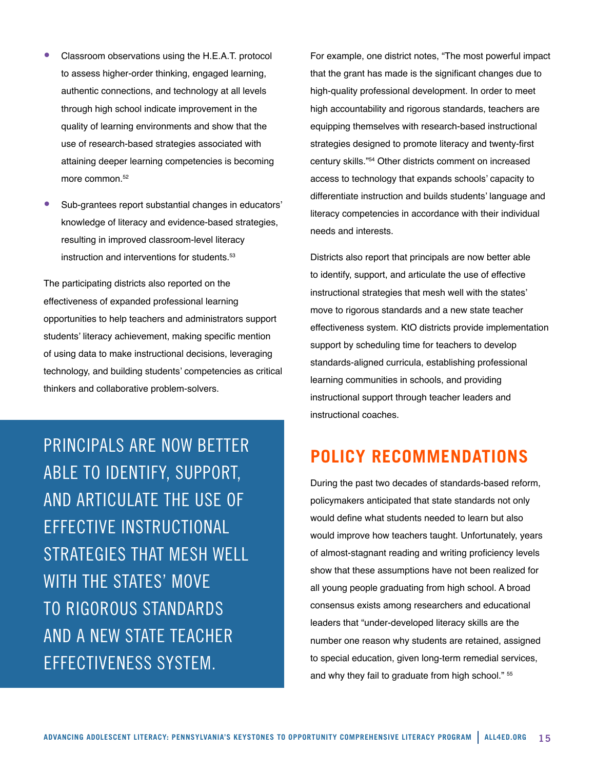- Classroom observations using the H.E.A.T. protocol to assess higher-order thinking, engaged learning, authentic connections, and technology at all levels through high school indicate improvement in the quality of learning environments and show that the use of research-based strategies associated with attaining deeper learning competencies is becoming more common.[52]
- Sub-grantees report substantial changes in educators' knowledge of literacy and evidence-based strategies, resulting in improved classroom-level literacy instruction and interventions for students.[53]

The participating districts also reported on the effectiveness of expanded professional learning opportunities to help teachers and administrators support students' literacy achievement, making specific mention of using data to make instructional decisions, leveraging technology, and building students' competencies as critical thinkers and collaborative problem-solvers.

PRINCIPALS ARE NOW BETTER ABLE TO IDENTIFY, SUPPORT, AND ARTICULATE THE USE OF EFFECTIVE INSTRUCTIONAL STRATEGIES THAT MESH WELL WITH THE STATES' MOVE TO RIGOROUS STANDARDS AND A NEW STATE TEACHER EFFECTIVENESS SYSTEM.

For example, one district notes, "The most powerful impact that the grant has made is the significant changes due to high-quality professional development. In order to meet high accountability and rigorous standards, teachers are equipping themselves with research-based instructional strategies designed to promote literacy and twenty-first century skills."[54] Other districts comment on increased access to technology that expands schools' capacity to differentiate instruction and builds students' language and literacy competencies in accordance with their individual needs and interests.

Districts also report that principals are now better able to identify, support, and articulate the use of effective instructional strategies that mesh well with the states' move to rigorous standards and a new state teacher effectiveness system. KtO districts provide implementation support by scheduling time for teachers to develop standards-aligned curricula, establishing professional learning communities in schools, and providing instructional support through teacher leaders and instructional coaches.

## POLICY RECOMMENDATIONS

During the past two decades of standards-based reform, policymakers anticipated that state standards not only would define what students needed to learn but also would improve how teachers taught. Unfortunately, years of almost-stagnant reading and writing proficiency levels show that these assumptions have not been realized for all young people graduating from high school. A broad consensus exists among researchers and educational leaders that "under-developed literacy skills are the number one reason why students are retained, assigned to special education, given long-term remedial services, and why they fail to graduate from high school." [55]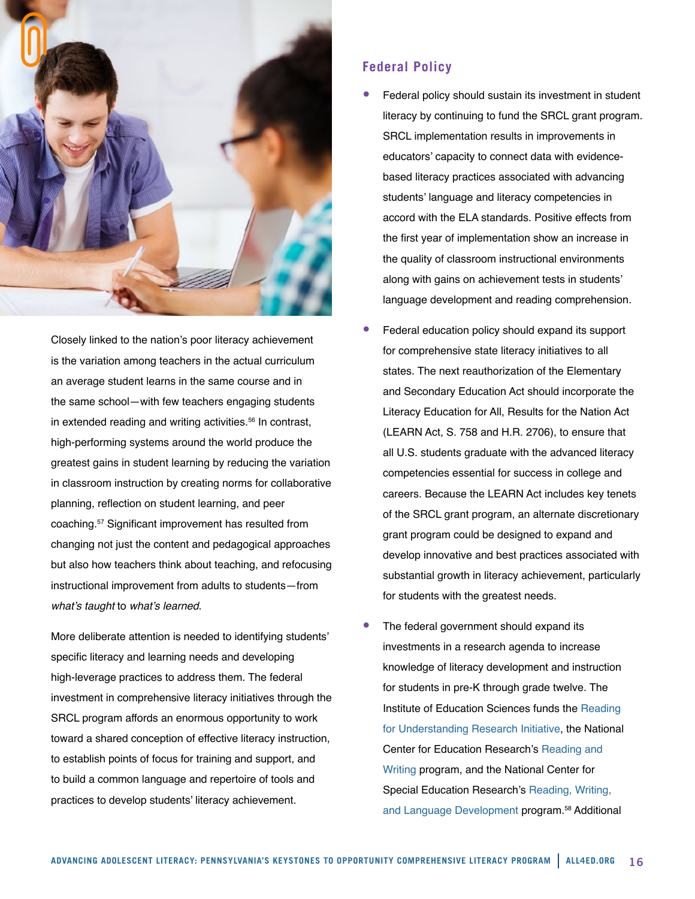Closely linked to the nation's poor literacy achievement is the variation among teachers in the actual curriculum an average student learns in the same course and in the same school—with few teachers engaging students in extended reading and writing activities.[56] In contrast, high-performing systems around the world produce the greatest gains in student learning by reducing the variation in classroom instruction by creating norms for collaborative planning, reflection on student learning, and peer coaching.[57] Significant improvement has resulted from changing not just the content and pedagogical approaches but also how teachers think about teaching, and refocusing instructional improvement from adults to students—from *what's taught* to *what's learned*.

More deliberate attention is needed to identifying students' specific literacy and learning needs and developing high-leverage practices to address them. The federal investment in comprehensive literacy initiatives through the SRCL program affords an enormous opportunity to work toward a shared conception of effective literacy instruction, to establish points of focus for training and support, and to build a common language and repertoire of tools and practices to develop students' literacy achievement.

## Federal Policy

- Federal policy should sustain its investment in student literacy by continuing to fund the SRCL grant program. SRCL implementation results in improvements in educators' capacity to connect data with evidence-based literacy practices associated with advancing students' language and literacy competencies in accord with the ELA standards. Positive effects from the first year of implementation show an increase in the quality of classroom instructional environments along with gains on achievement tests in students' language development and reading comprehension.
- Federal education policy should expand its support for comprehensive state literacy initiatives to all states. The next reauthorization of the Elementary and Secondary Education Act should incorporate the Literacy Education for All, Results for the Nation Act (LEARN Act, S. 758 and H.R. 2706), to ensure that all U.S. students graduate with the advanced literacy competencies essential for success in college and careers. Because the LEARN Act includes key tenets of the SRCL grant program, an alternate discretionary grant program could be designed to expand and develop innovative and best practices associated with substantial growth in literacy achievement, particularly for students with the greatest needs.
- The federal government should expand its investments in a research agenda to increase knowledge of literacy development and instruction for students in pre-K through grade twelve. The Institute of Education Sciences funds the Reading for Understanding Research Initiative, the National Center for Education Research's Reading and Writing program, and the National Center for Special Education Research's Reading, Writing, and Language Development program.[58] Additional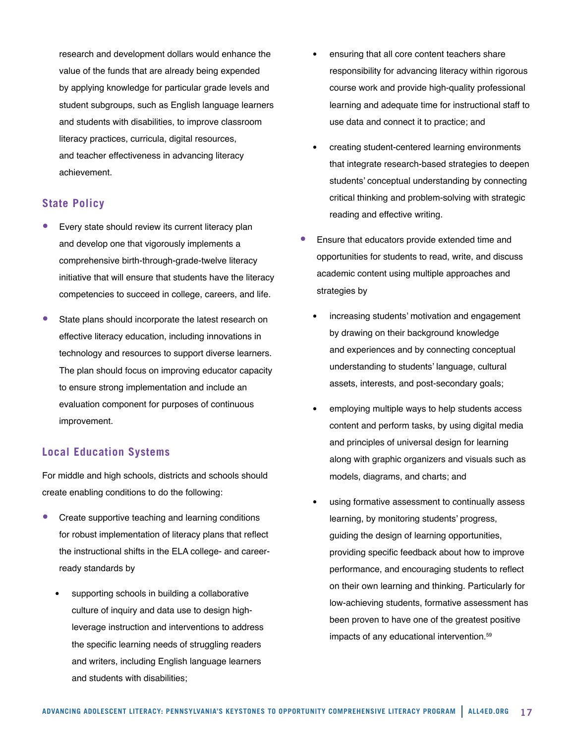research and development dollars would enhance the value of the funds that are already being expended by applying knowledge for particular grade levels and student subgroups, such as English language learners and students with disabilities, to improve classroom literacy practices, curricula, digital resources, and teacher effectiveness in advancing literacy achievement.

## State Policy

- Every state should review its current literacy plan and develop one that vigorously implements a comprehensive birth-through-grade-twelve literacy initiative that will ensure that students have the literacy competencies to succeed in college, careers, and life.
- State plans should incorporate the latest research on effective literacy education, including innovations in technology and resources to support diverse learners. The plan should focus on improving educator capacity to ensure strong implementation and include an evaluation component for purposes of continuous improvement.

## Local Education Systems

For middle and high schools, districts and schools should create enabling conditions to do the following:

- Create supportive teaching and learning conditions for robust implementation of literacy plans that reflect the instructional shifts in the ELA college- and career-ready standards by
  - supporting schools in building a collaborative culture of inquiry and data use to design high-leverage instruction and interventions to address the specific learning needs of struggling readers and writers, including English language learners and students with disabilities;
  - ensuring that all core content teachers share responsibility for advancing literacy within rigorous course work and provide high-quality professional learning and adequate time for instructional staff to use data and connect it to practice; and
  - creating student-centered learning environments that integrate research-based strategies to deepen students' conceptual understanding by connecting critical thinking and problem-solving with strategic reading and effective writing.
- Ensure that educators provide extended time and opportunities for students to read, write, and discuss academic content using multiple approaches and strategies by
  - increasing students' motivation and engagement by drawing on their background knowledge and experiences and by connecting conceptual understanding to students' language, cultural assets, interests, and post-secondary goals;
  - employing multiple ways to help students access content and perform tasks, by using digital media and principles of universal design for learning along with graphic organizers and visuals such as models, diagrams, and charts; and
  - using formative assessment to continually assess learning, by monitoring students' progress, guiding the design of learning opportunities, providing specific feedback about how to improve performance, and encouraging students to reflect on their own learning and thinking. Particularly for low-achieving students, formative assessment has been proven to have one of the greatest positive impacts of any educational intervention.[59]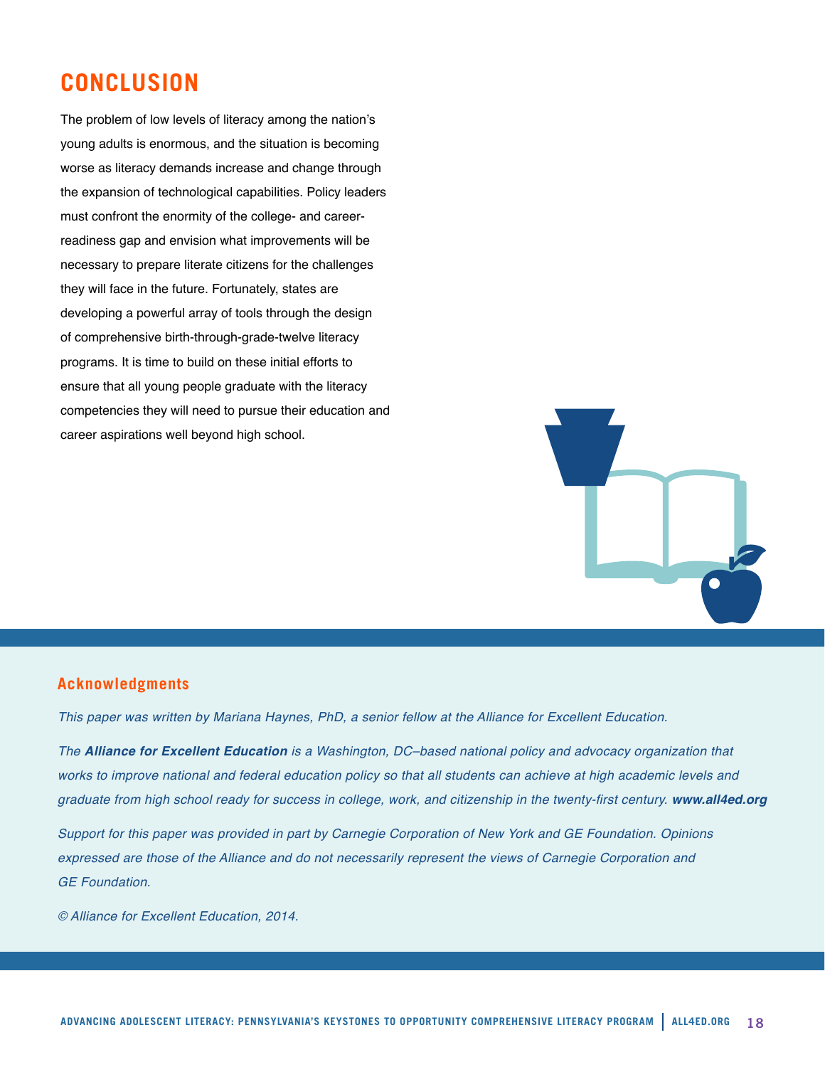## CONCLUSION

The problem of low levels of literacy among the nation's young adults is enormous, and the situation is becoming worse as literacy demands increase and change through the expansion of technological capabilities. Policy leaders must confront the enormity of the college- and career-readiness gap and envision what improvements will be necessary to prepare literate citizens for the challenges they will face in the future. Fortunately, states are developing a powerful array of tools through the design of comprehensive birth-through-grade-twelve literacy programs. It is time to build on these initial efforts to ensure that all young people graduate with the literacy competencies they will need to pursue their education and career aspirations well beyond high school.

### Acknowledgments

*This paper was written by Mariana Haynes, PhD, a senior fellow at the Alliance for Excellent Education.*

*The **Alliance for Excellent Education** is a Washington, DC–based national policy and advocacy organization that works to improve national and federal education policy so that all students can achieve at high academic levels and graduate from high school ready for success in college, work, and citizenship in the twenty-first century. **www.all4ed.org***

*Support for this paper was provided in part by Carnegie Corporation of New York and GE Foundation. Opinions expressed are those of the Alliance and do not necessarily represent the views of Carnegie Corporation and GE Foundation.*

*© Alliance for Excellent Education, 2014.*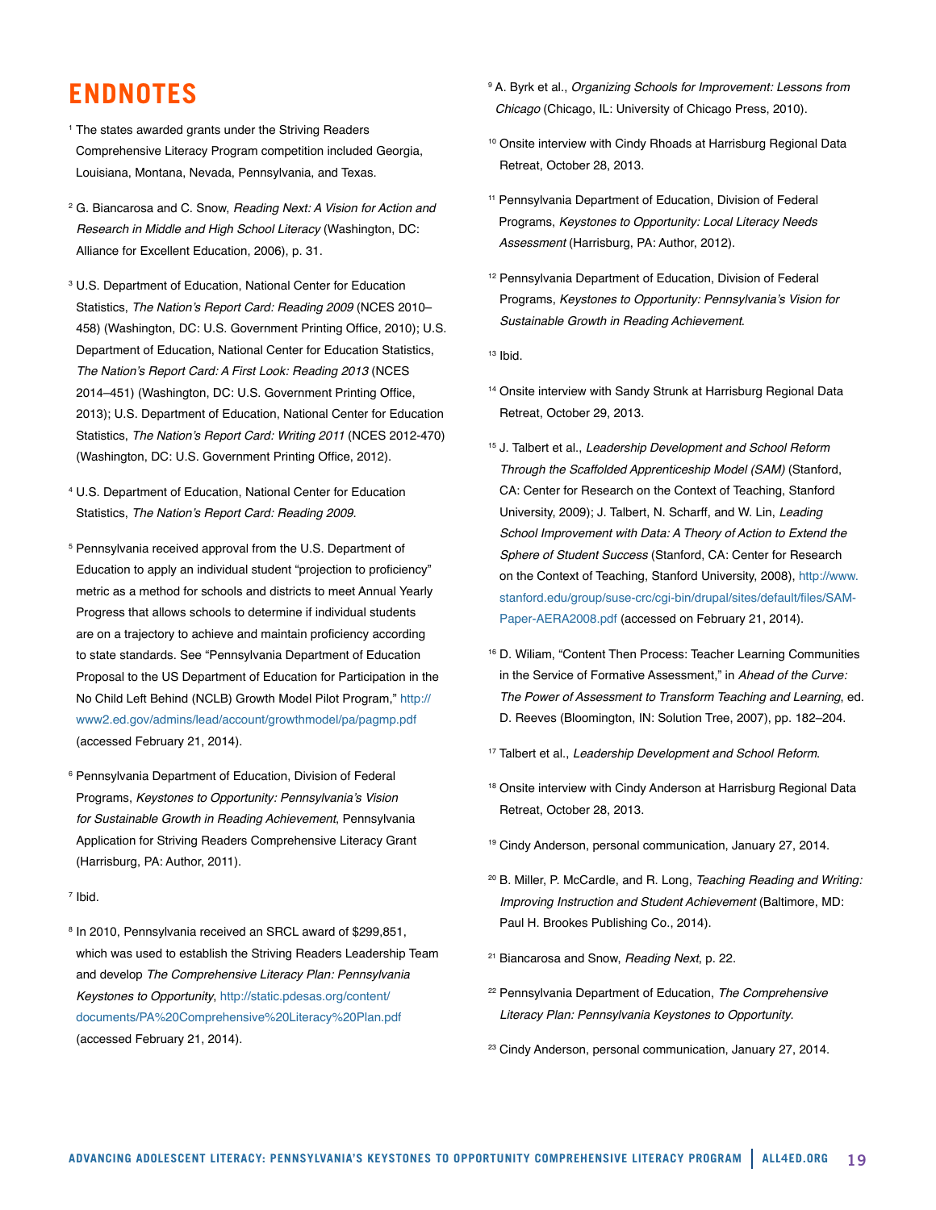# ENDNOTES

[1] The states awarded grants under the Striving Readers Comprehensive Literacy Program competition included Georgia, Louisiana, Montana, Nevada, Pennsylvania, and Texas.

[2] G. Biancarosa and C. Snow, *Reading Next: A Vision for Action and Research in Middle and High School Literacy* (Washington, DC: Alliance for Excellent Education, 2006), p. 31.

[3] U.S. Department of Education, National Center for Education Statistics, *The Nation's Report Card: Reading 2009* (NCES 2010–458) (Washington, DC: U.S. Government Printing Office, 2010); U.S. Department of Education, National Center for Education Statistics, *The Nation's Report Card: A First Look: Reading 2013* (NCES 2014–451) (Washington, DC: U.S. Government Printing Office, 2013); U.S. Department of Education, National Center for Education Statistics, *The Nation's Report Card: Writing 2011* (NCES 2012-470) (Washington, DC: U.S. Government Printing Office, 2012).

[4] U.S. Department of Education, National Center for Education Statistics, *The Nation's Report Card: Reading 2009*.

[5] Pennsylvania received approval from the U.S. Department of Education to apply an individual student "projection to proficiency" metric as a method for schools and districts to meet Annual Yearly Progress that allows schools to determine if individual students are on a trajectory to achieve and maintain proficiency according to state standards. See "Pennsylvania Department of Education Proposal to the US Department of Education for Participation in the No Child Left Behind (NCLB) Growth Model Pilot Program," http://www2.ed.gov/admins/lead/account/growthmodel/pa/pagmp.pdf (accessed February 21, 2014).

[6] Pennsylvania Department of Education, Division of Federal Programs, *Keystones to Opportunity: Pennsylvania's Vision for Sustainable Growth in Reading Achievement*, Pennsylvania Application for Striving Readers Comprehensive Literacy Grant (Harrisburg, PA: Author, 2011).

[7] Ibid.

[8] In 2010, Pennsylvania received an SRCL award of $299,851, which was used to establish the Striving Readers Leadership Team and develop *The Comprehensive Literacy Plan: Pennsylvania Keystones to Opportunity*, http://static.pdesas.org/content/documents/PA%20Comprehensive%20Literacy%20Plan.pdf (accessed February 21, 2014).

[9] A. Byrk et al., *Organizing Schools for Improvement: Lessons from Chicago* (Chicago, IL: University of Chicago Press, 2010).

[10] Onsite interview with Cindy Rhoads at Harrisburg Regional Data Retreat, October 28, 2013.

[11] Pennsylvania Department of Education, Division of Federal Programs, *Keystones to Opportunity: Local Literacy Needs Assessment* (Harrisburg, PA: Author, 2012).

[12] Pennsylvania Department of Education, Division of Federal Programs, *Keystones to Opportunity: Pennsylvania's Vision for Sustainable Growth in Reading Achievement.*

[13] Ibid.

[14] Onsite interview with Sandy Strunk at Harrisburg Regional Data Retreat, October 29, 2013.

[15] J. Talbert et al., *Leadership Development and School Reform Through the Scaffolded Apprenticeship Model (SAM)* (Stanford, CA: Center for Research on the Context of Teaching, Stanford University, 2009); J. Talbert, N. Scharff, and W. Lin, *Leading School Improvement with Data: A Theory of Action to Extend the Sphere of Student Success* (Stanford, CA: Center for Research on the Context of Teaching, Stanford University, 2008), http://www.stanford.edu/group/suse-crc/cgi-bin/drupal/sites/default/files/SAM-Paper-AERA2008.pdf (accessed on February 21, 2014).

[16] D. Wiliam, "Content Then Process: Teacher Learning Communities in the Service of Formative Assessment," in *Ahead of the Curve: The Power of Assessment to Transform Teaching and Learning*, ed. D. Reeves (Bloomington, IN: Solution Tree, 2007), pp. 182–204.

[17] Talbert et al., *Leadership Development and School Reform*.

[18] Onsite interview with Cindy Anderson at Harrisburg Regional Data Retreat, October 28, 2013.

[19] Cindy Anderson, personal communication, January 27, 2014.

[20] B. Miller, P. McCardle, and R. Long, *Teaching Reading and Writing: Improving Instruction and Student Achievement* (Baltimore, MD: Paul H. Brookes Publishing Co., 2014).

[21] Biancarosa and Snow, *Reading Next*, p. 22.

[22] Pennsylvania Department of Education, *The Comprehensive Literacy Plan: Pennsylvania Keystones to Opportunity.*

[23] Cindy Anderson, personal communication, January 27, 2014.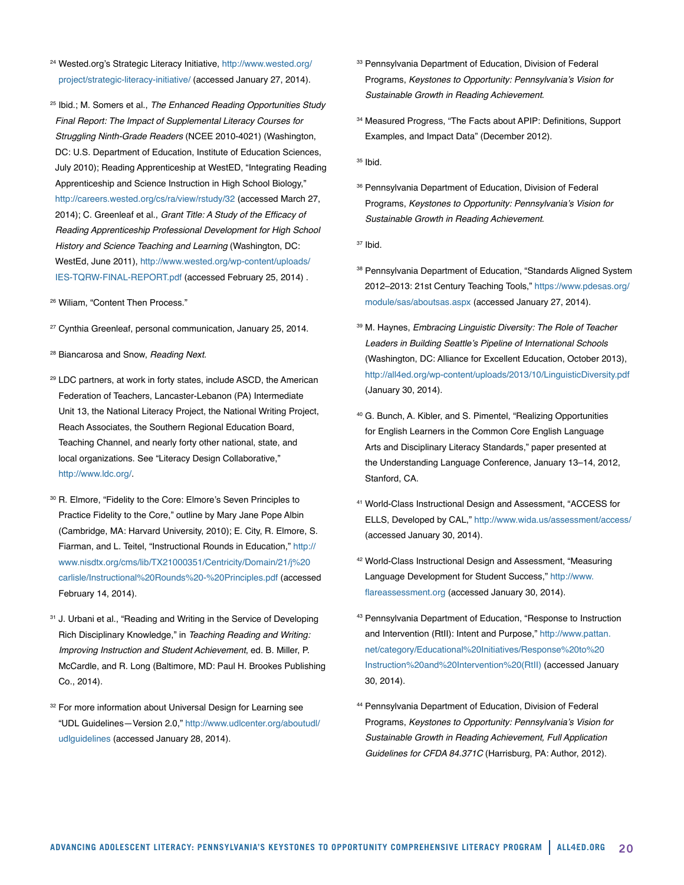[24] Wested.org's Strategic Literacy Initiative, http://www.wested.org/project/strategic-literacy-initiative/ (accessed January 27, 2014).

[25] Ibid.; M. Somers et al., *The Enhanced Reading Opportunities Study Final Report: The Impact of Supplemental Literacy Courses for Struggling Ninth-Grade Readers* (NCEE 2010-4021) (Washington, DC: U.S. Department of Education, Institute of Education Sciences, July 2010); Reading Apprenticeship at WestED, "Integrating Reading Apprenticeship and Science Instruction in High School Biology," http://careers.wested.org/cs/ra/view/rstudy/32 (accessed March 27, 2014); C. Greenleaf et al., *Grant Title: A Study of the Efficacy of Reading Apprenticeship Professional Development for High School History and Science Teaching and Learning* (Washington, DC: WestEd, June 2011), http://www.wested.org/wp-content/uploads/IES-TQRW-FINAL-REPORT.pdf (accessed February 25, 2014) .

[26] Wiliam, "Content Then Process."

[27] Cynthia Greenleaf, personal communication, January 25, 2014.

[28] Biancarosa and Snow, *Reading Next.*

[29] LDC partners, at work in forty states, include ASCD, the American Federation of Teachers, Lancaster-Lebanon (PA) Intermediate Unit 13, the National Literacy Project, the National Writing Project, Reach Associates, the Southern Regional Education Board, Teaching Channel, and nearly forty other national, state, and local organizations. See "Literacy Design Collaborative," http://www.ldc.org/.

[30] R. Elmore, "Fidelity to the Core: Elmore's Seven Principles to Practice Fidelity to the Core," outline by Mary Jane Pope Albin (Cambridge, MA: Harvard University, 2010); E. City, R. Elmore, S. Fiarman, and L. Teitel, "Instructional Rounds in Education," http://www.nisdtx.org/cms/lib/TX21000351/Centricity/Domain/21/j%20carlisle/Instructional%20Rounds%20-%20Principles.pdf (accessed February 14, 2014).

[31] J. Urbani et al., "Reading and Writing in the Service of Developing Rich Disciplinary Knowledge," in *Teaching Reading and Writing: Improving Instruction and Student Achievement*, ed. B. Miller, P. McCardle, and R. Long (Baltimore, MD: Paul H. Brookes Publishing Co., 2014).

[32] For more information about Universal Design for Learning see "UDL Guidelines—Version 2.0," http://www.udlcenter.org/aboutudl/udlguidelines (accessed January 28, 2014).

[33] Pennsylvania Department of Education, Division of Federal Programs, *Keystones to Opportunity: Pennsylvania's Vision for Sustainable Growth in Reading Achievement.*

[34] Measured Progress, "The Facts about APIP: Definitions, Support Examples, and Impact Data" (December 2012).

[35] Ibid.

[36] Pennsylvania Department of Education, Division of Federal Programs, *Keystones to Opportunity: Pennsylvania's Vision for Sustainable Growth in Reading Achievement.*

[37] Ibid.

[38] Pennsylvania Department of Education, "Standards Aligned System 2012–2013: 21st Century Teaching Tools," https://www.pdesas.org/module/sas/aboutsas.aspx (accessed January 27, 2014).

[39] M. Haynes, *Embracing Linguistic Diversity: The Role of Teacher Leaders in Building Seattle's Pipeline of International Schools* (Washington, DC: Alliance for Excellent Education, October 2013), http://all4ed.org/wp-content/uploads/2013/10/LinguisticDiversity.pdf (January 30, 2014).

[40] G. Bunch, A. Kibler, and S. Pimentel, "Realizing Opportunities for English Learners in the Common Core English Language Arts and Disciplinary Literacy Standards," paper presented at the Understanding Language Conference, January 13–14, 2012, Stanford, CA.

[41] World-Class Instructional Design and Assessment, "ACCESS for ELLS, Developed by CAL," http://www.wida.us/assessment/access/ (accessed January 30, 2014).

[42] World-Class Instructional Design and Assessment, "Measuring Language Development for Student Success," http://www.flareassessment.org (accessed January 30, 2014).

[43] Pennsylvania Department of Education, "Response to Instruction and Intervention (RtII): Intent and Purpose," http://www.pattan.net/category/Educational%20Initiatives/Response%20to%20Instruction%20and%20Intervention%20(RtII) (accessed January 30, 2014).

[44] Pennsylvania Department of Education, Division of Federal Programs, *Keystones to Opportunity: Pennsylvania's Vision for Sustainable Growth in Reading Achievement, Full Application Guidelines for CFDA 84.371C* (Harrisburg, PA: Author, 2012).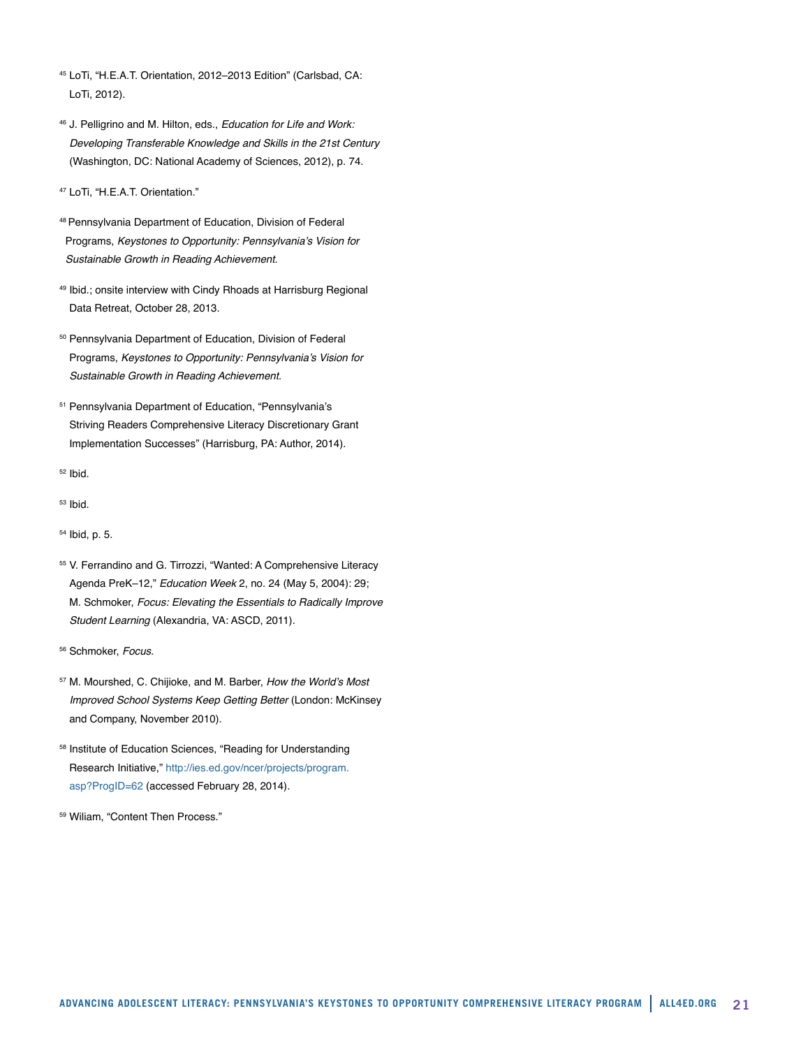[45] LoTi, "H.E.A.T. Orientation, 2012–2013 Edition" (Carlsbad, CA: LoTi, 2012).

[46] J. Pelligrino and M. Hilton, eds., *Education for Life and Work: Developing Transferable Knowledge and Skills in the 21st Century* (Washington, DC: National Academy of Sciences, 2012), p. 74.

[47] LoTi, "H.E.A.T. Orientation."

[48] Pennsylvania Department of Education, Division of Federal Programs, *Keystones to Opportunity: Pennsylvania's Vision for Sustainable Growth in Reading Achievement*.

[49] Ibid.; onsite interview with Cindy Rhoads at Harrisburg Regional Data Retreat, October 28, 2013.

[50] Pennsylvania Department of Education, Division of Federal Programs, *Keystones to Opportunity: Pennsylvania's Vision for Sustainable Growth in Reading Achievement*.

[51] Pennsylvania Department of Education, "Pennsylvania's Striving Readers Comprehensive Literacy Discretionary Grant Implementation Successes" (Harrisburg, PA: Author, 2014).

[52] Ibid.

[53] Ibid.

[54] Ibid, p. 5.

[55] V. Ferrandino and G. Tirrozzi, "Wanted: A Comprehensive Literacy Agenda PreK–12," *Education Week* 2, no. 24 (May 5, 2004): 29; M. Schmoker, *Focus: Elevating the Essentials to Radically Improve Student Learning* (Alexandria, VA: ASCD, 2011).

[56] Schmoker, *Focus*.

[57] M. Mourshed, C. Chijioke, and M. Barber, *How the World's Most Improved School Systems Keep Getting Better* (London: McKinsey and Company, November 2010).

[58] Institute of Education Sciences, "Reading for Understanding Research Initiative," http://ies.ed.gov/ncer/projects/program.asp?ProgID=62 (accessed February 28, 2014).

[59] Wiliam, "Content Then Process."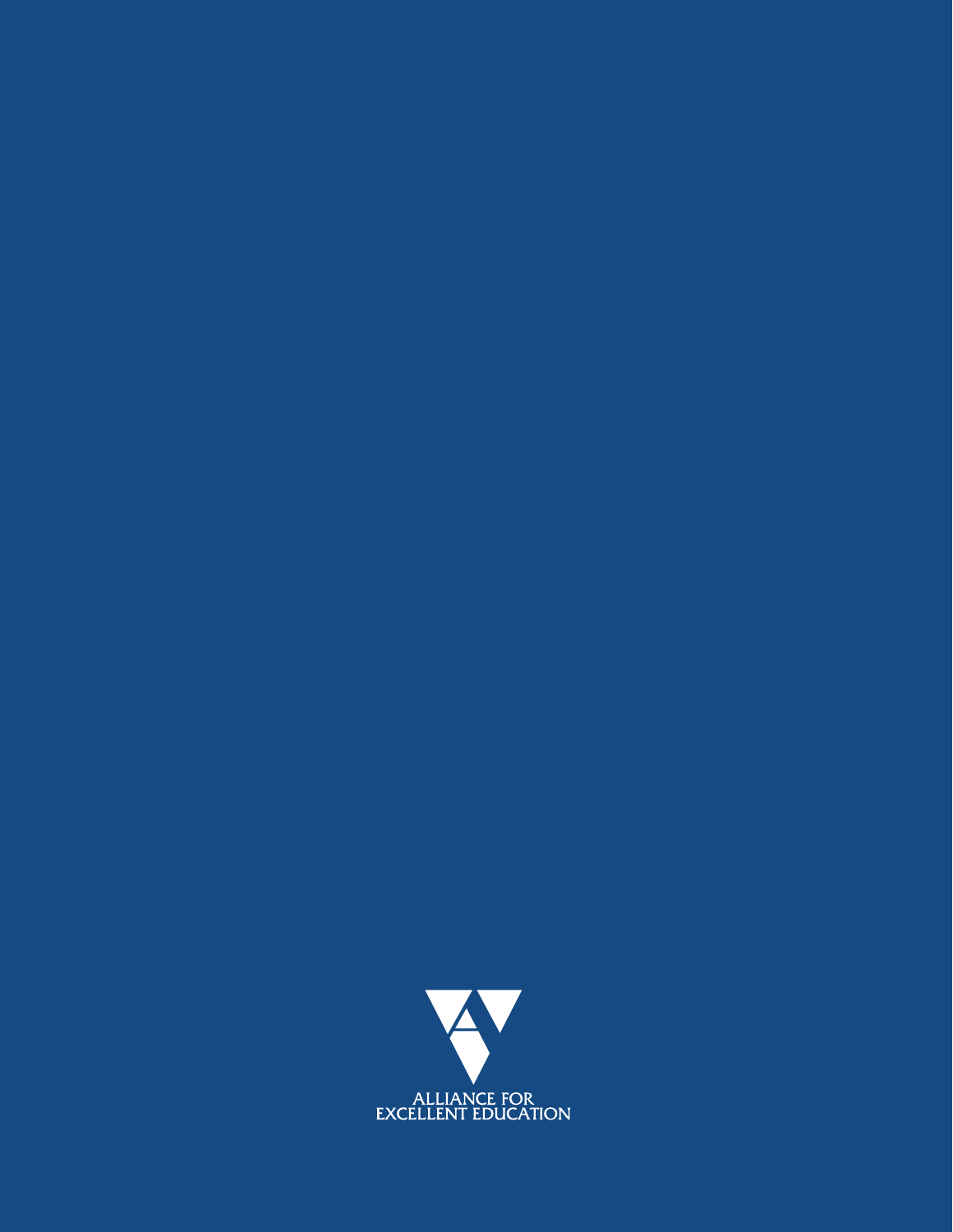ALLIANCE FOR
EXCELLENT EDUCATION